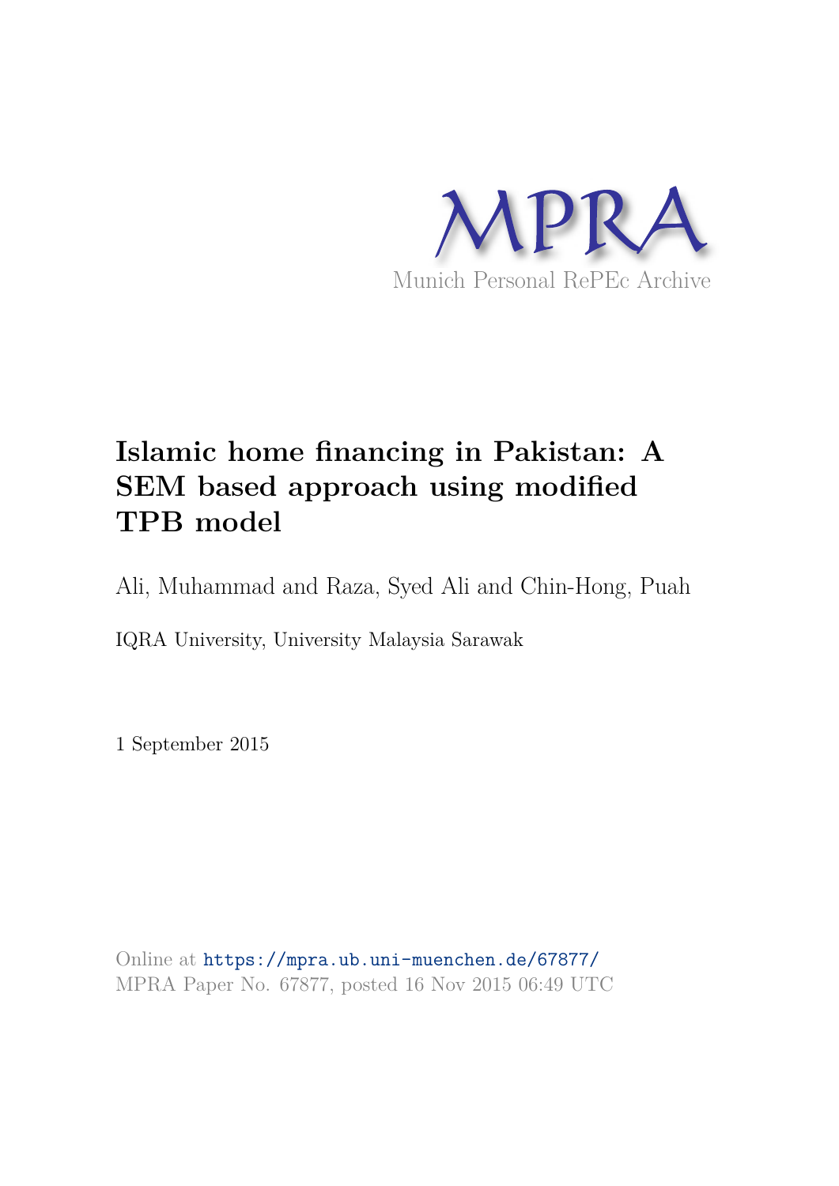MPRA

Munich Personal RePEc Archive

# Islamic home financing in Pakistan: A SEM based approach using modified TPB model

Ali, Muhammad and Raza, Syed Ali and Chin-Hong, Puah

IQRA University, University Malaysia Sarawak

1 September 2015

Online at https://mpra.ub.uni-muenchen.de/67877/
MPRA Paper No. 67877, posted 16 Nov 2015 06:49 UTC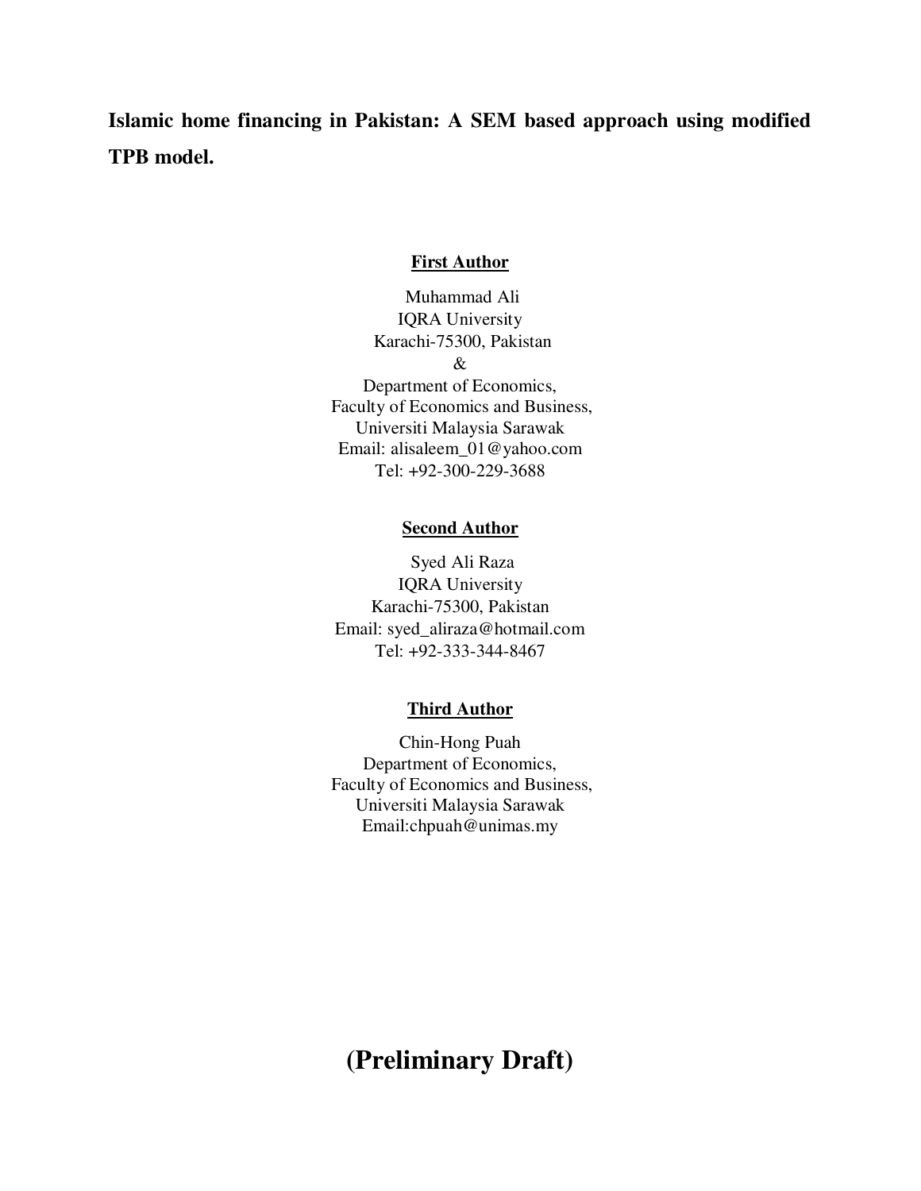**Islamic home financing in Pakistan: A SEM based approach using modified TPB model.**

**First Author**

Muhammad Ali
IQRA University
Karachi-75300, Pakistan
&
Department of Economics,
Faculty of Economics and Business,
Universiti Malaysia Sarawak
Email: alisaleem_01@yahoo.com
Tel: +92-300-229-3688

**Second Author**

Syed Ali Raza
IQRA University
Karachi-75300, Pakistan
Email: syed_aliraza@hotmail.com
Tel: +92-333-344-8467

**Third Author**

Chin-Hong Puah
Department of Economics,
Faculty of Economics and Business,
Universiti Malaysia Sarawak
Email:chpuah@unimas.my

# (Preliminary Draft)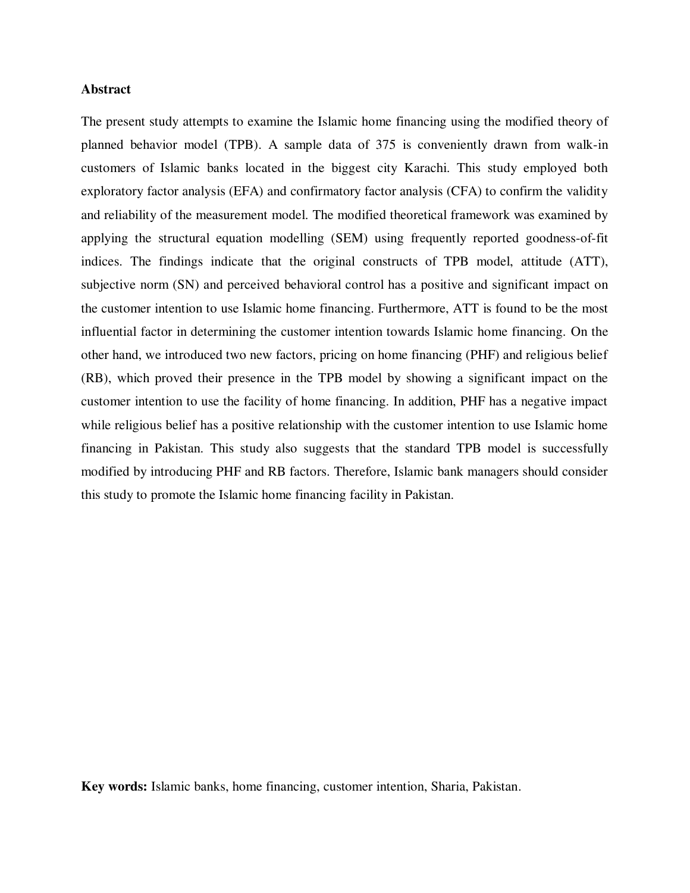**Abstract**

The present study attempts to examine the Islamic home financing using the modified theory of planned behavior model (TPB). A sample data of 375 is conveniently drawn from walk-in customers of Islamic banks located in the biggest city Karachi. This study employed both exploratory factor analysis (EFA) and confirmatory factor analysis (CFA) to confirm the validity and reliability of the measurement model. The modified theoretical framework was examined by applying the structural equation modelling (SEM) using frequently reported goodness-of-fit indices. The findings indicate that the original constructs of TPB model, attitude (ATT), subjective norm (SN) and perceived behavioral control has a positive and significant impact on the customer intention to use Islamic home financing. Furthermore, ATT is found to be the most influential factor in determining the customer intention towards Islamic home financing. On the other hand, we introduced two new factors, pricing on home financing (PHF) and religious belief (RB), which proved their presence in the TPB model by showing a significant impact on the customer intention to use the facility of home financing. In addition, PHF has a negative impact while religious belief has a positive relationship with the customer intention to use Islamic home financing in Pakistan. This study also suggests that the standard TPB model is successfully modified by introducing PHF and RB factors. Therefore, Islamic bank managers should consider this study to promote the Islamic home financing facility in Pakistan.

**Key words:** Islamic banks, home financing, customer intention, Sharia, Pakistan.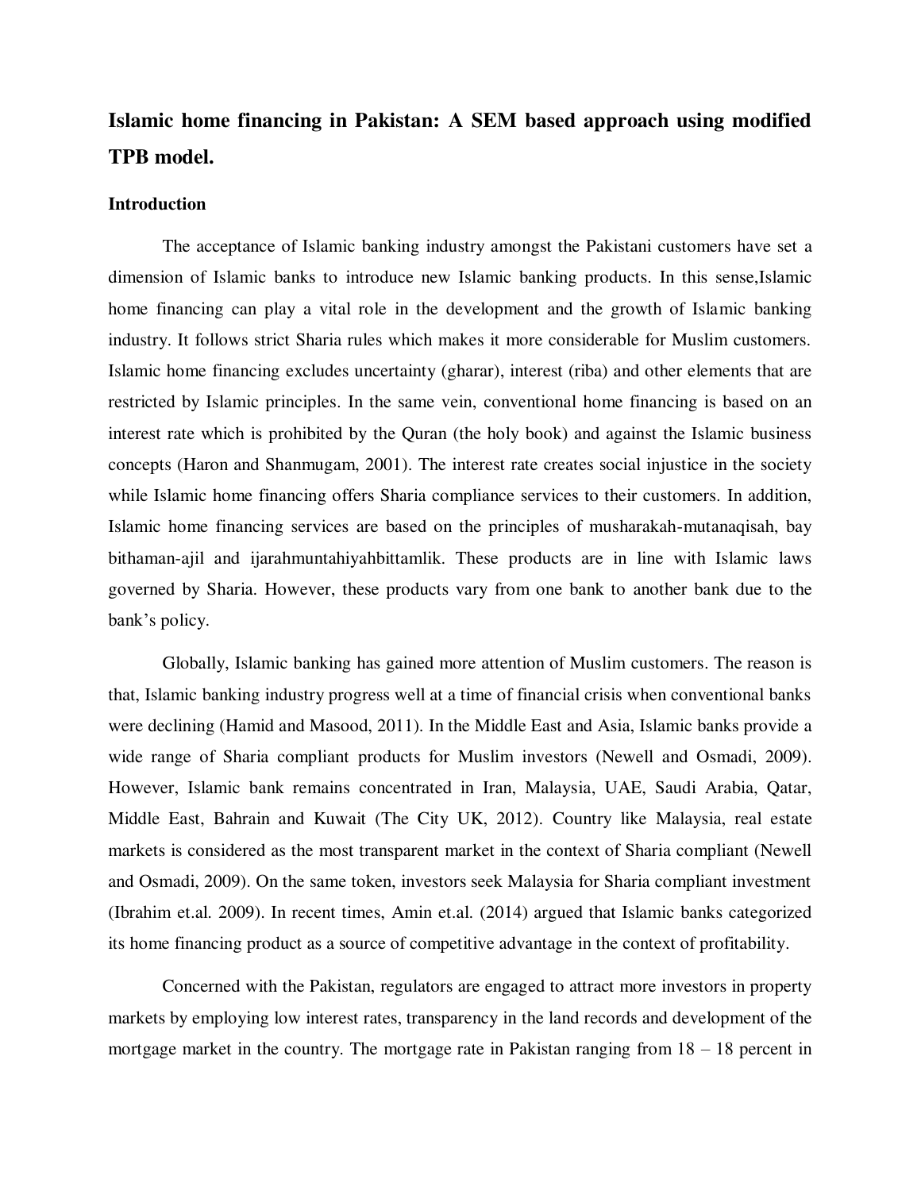# Islamic home financing in Pakistan: A SEM based approach using modified TPB model.

## Introduction

The acceptance of Islamic banking industry amongst the Pakistani customers have set a dimension of Islamic banks to introduce new Islamic banking products. In this sense,Islamic home financing can play a vital role in the development and the growth of Islamic banking industry. It follows strict Sharia rules which makes it more considerable for Muslim customers. Islamic home financing excludes uncertainty (gharar), interest (riba) and other elements that are restricted by Islamic principles. In the same vein, conventional home financing is based on an interest rate which is prohibited by the Quran (the holy book) and against the Islamic business concepts (Haron and Shanmugam, 2001). The interest rate creates social injustice in the society while Islamic home financing offers Sharia compliance services to their customers. In addition, Islamic home financing services are based on the principles of musharakah-mutanaqisah, bay bithaman-ajil and ijarahmuntahiyahbittamlik. These products are in line with Islamic laws governed by Sharia. However, these products vary from one bank to another bank due to the bank's policy.

Globally, Islamic banking has gained more attention of Muslim customers. The reason is that, Islamic banking industry progress well at a time of financial crisis when conventional banks were declining (Hamid and Masood, 2011). In the Middle East and Asia, Islamic banks provide a wide range of Sharia compliant products for Muslim investors (Newell and Osmadi, 2009). However, Islamic bank remains concentrated in Iran, Malaysia, UAE, Saudi Arabia, Qatar, Middle East, Bahrain and Kuwait (The City UK, 2012). Country like Malaysia, real estate markets is considered as the most transparent market in the context of Sharia compliant (Newell and Osmadi, 2009). On the same token, investors seek Malaysia for Sharia compliant investment (Ibrahim et.al. 2009). In recent times, Amin et.al. (2014) argued that Islamic banks categorized its home financing product as a source of competitive advantage in the context of profitability.

Concerned with the Pakistan, regulators are engaged to attract more investors in property markets by employing low interest rates, transparency in the land records and development of the mortgage market in the country. The mortgage rate in Pakistan ranging from 18 – 18 percent in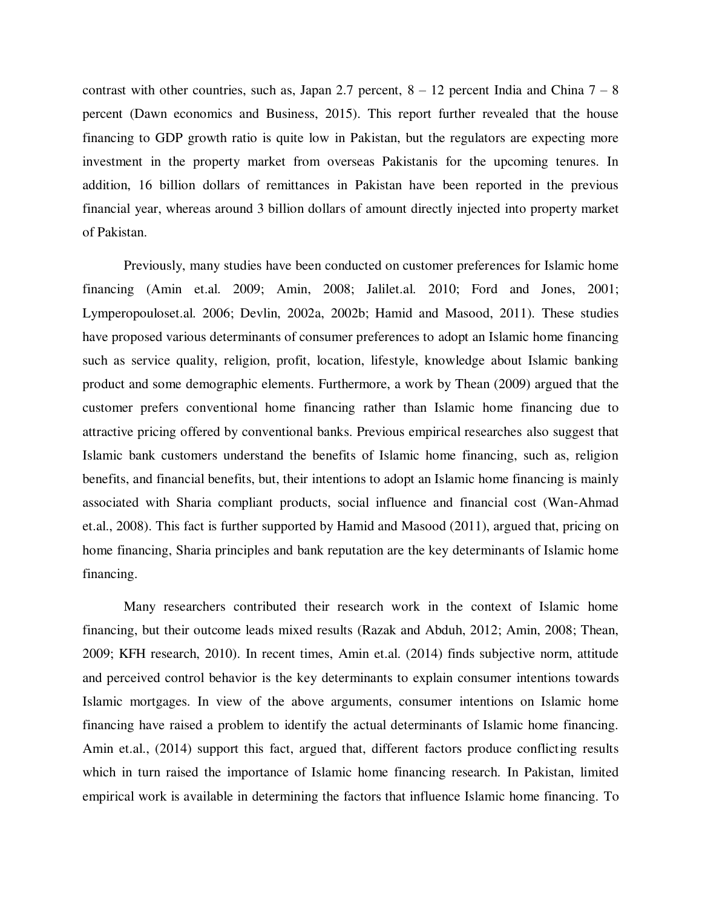contrast with other countries, such as, Japan 2.7 percent, 8 – 12 percent India and China 7 – 8 percent (Dawn economics and Business, 2015). This report further revealed that the house financing to GDP growth ratio is quite low in Pakistan, but the regulators are expecting more investment in the property market from overseas Pakistanis for the upcoming tenures. In addition, 16 billion dollars of remittances in Pakistan have been reported in the previous financial year, whereas around 3 billion dollars of amount directly injected into property market of Pakistan.

Previously, many studies have been conducted on customer preferences for Islamic home financing (Amin et.al. 2009; Amin, 2008; Jalilet.al. 2010; Ford and Jones, 2001; Lymperopouloset.al. 2006; Devlin, 2002a, 2002b; Hamid and Masood, 2011). These studies have proposed various determinants of consumer preferences to adopt an Islamic home financing such as service quality, religion, profit, location, lifestyle, knowledge about Islamic banking product and some demographic elements. Furthermore, a work by Thean (2009) argued that the customer prefers conventional home financing rather than Islamic home financing due to attractive pricing offered by conventional banks. Previous empirical researches also suggest that Islamic bank customers understand the benefits of Islamic home financing, such as, religion benefits, and financial benefits, but, their intentions to adopt an Islamic home financing is mainly associated with Sharia compliant products, social influence and financial cost (Wan-Ahmad et.al., 2008). This fact is further supported by Hamid and Masood (2011), argued that, pricing on home financing, Sharia principles and bank reputation are the key determinants of Islamic home financing.

Many researchers contributed their research work in the context of Islamic home financing, but their outcome leads mixed results (Razak and Abduh, 2012; Amin, 2008; Thean, 2009; KFH research, 2010). In recent times, Amin et.al. (2014) finds subjective norm, attitude and perceived control behavior is the key determinants to explain consumer intentions towards Islamic mortgages. In view of the above arguments, consumer intentions on Islamic home financing have raised a problem to identify the actual determinants of Islamic home financing. Amin et.al., (2014) support this fact, argued that, different factors produce conflicting results which in turn raised the importance of Islamic home financing research. In Pakistan, limited empirical work is available in determining the factors that influence Islamic home financing. To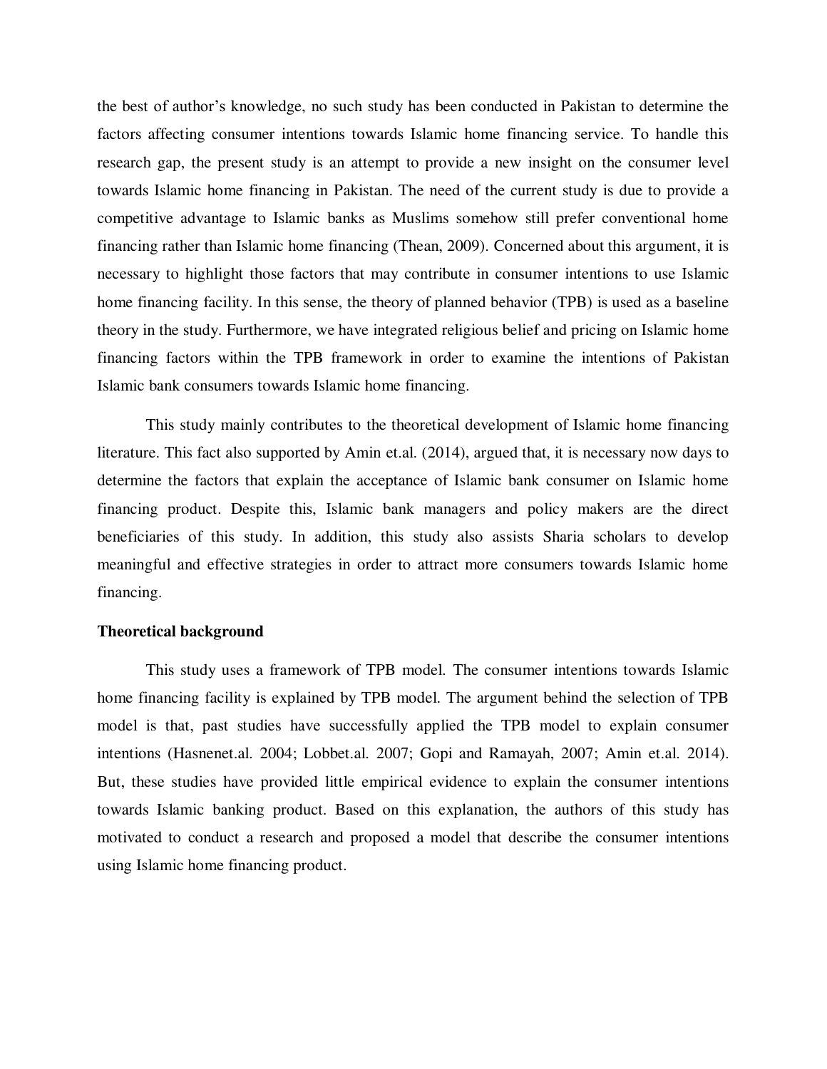the best of author's knowledge, no such study has been conducted in Pakistan to determine the factors affecting consumer intentions towards Islamic home financing service. To handle this research gap, the present study is an attempt to provide a new insight on the consumer level towards Islamic home financing in Pakistan. The need of the current study is due to provide a competitive advantage to Islamic banks as Muslims somehow still prefer conventional home financing rather than Islamic home financing (Thean, 2009). Concerned about this argument, it is necessary to highlight those factors that may contribute in consumer intentions to use Islamic home financing facility. In this sense, the theory of planned behavior (TPB) is used as a baseline theory in the study. Furthermore, we have integrated religious belief and pricing on Islamic home financing factors within the TPB framework in order to examine the intentions of Pakistan Islamic bank consumers towards Islamic home financing.

This study mainly contributes to the theoretical development of Islamic home financing literature. This fact also supported by Amin et.al. (2014), argued that, it is necessary now days to determine the factors that explain the acceptance of Islamic bank consumer on Islamic home financing product. Despite this, Islamic bank managers and policy makers are the direct beneficiaries of this study. In addition, this study also assists Sharia scholars to develop meaningful and effective strategies in order to attract more consumers towards Islamic home financing.

**Theoretical background**

This study uses a framework of TPB model. The consumer intentions towards Islamic home financing facility is explained by TPB model. The argument behind the selection of TPB model is that, past studies have successfully applied the TPB model to explain consumer intentions (Hasnenet.al. 2004; Lobbet.al. 2007; Gopi and Ramayah, 2007; Amin et.al. 2014). But, these studies have provided little empirical evidence to explain the consumer intentions towards Islamic banking product. Based on this explanation, the authors of this study has motivated to conduct a research and proposed a model that describe the consumer intentions using Islamic home financing product.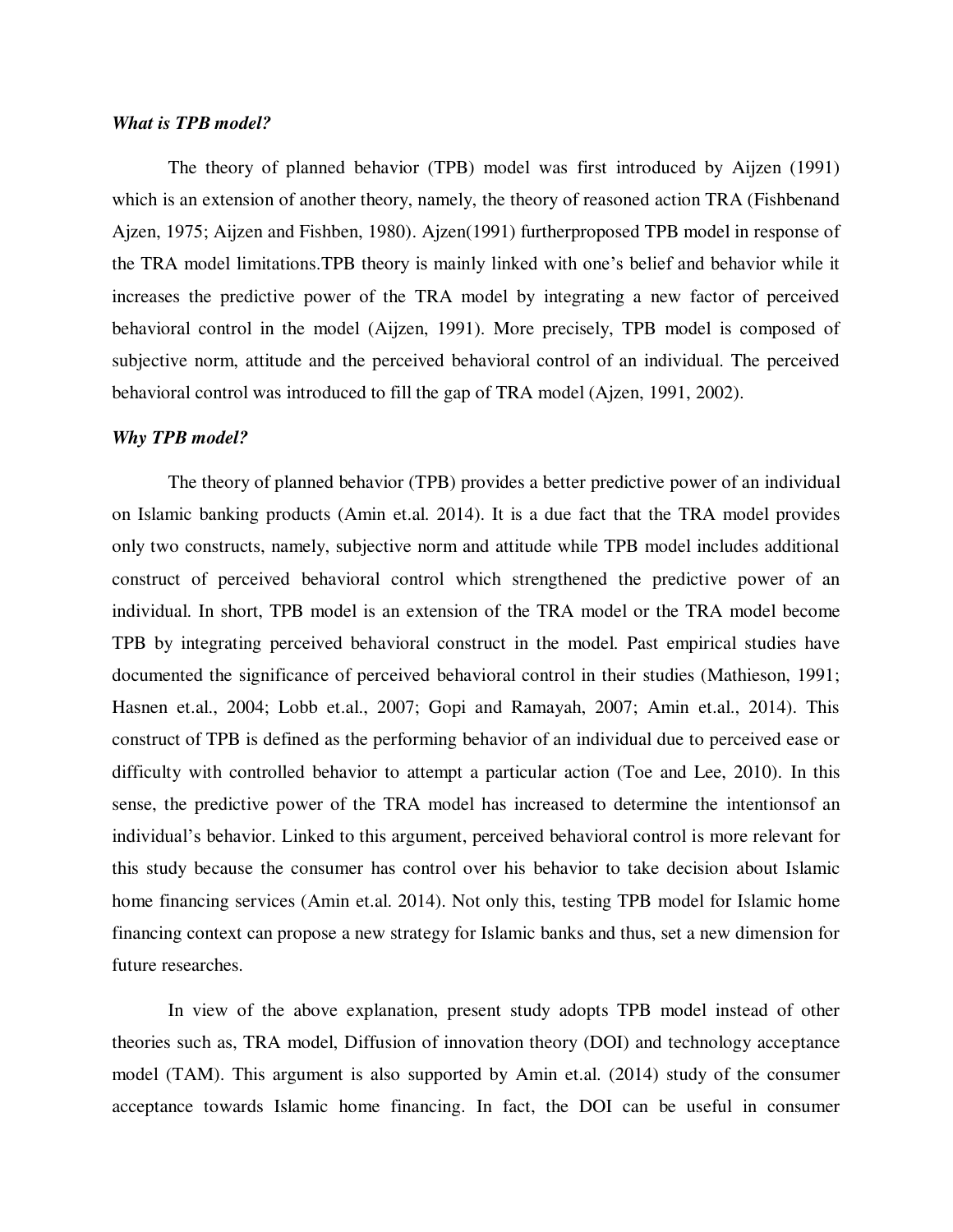***What is TPB model?***

The theory of planned behavior (TPB) model was first introduced by Aijzen (1991) which is an extension of another theory, namely, the theory of reasoned action TRA (Fishbenand Ajzen, 1975; Aijzen and Fishben, 1980). Ajzen(1991) furtherproposed TPB model in response of the TRA model limitations.TPB theory is mainly linked with one's belief and behavior while it increases the predictive power of the TRA model by integrating a new factor of perceived behavioral control in the model (Aijzen, 1991). More precisely, TPB model is composed of subjective norm, attitude and the perceived behavioral control of an individual. The perceived behavioral control was introduced to fill the gap of TRA model (Ajzen, 1991, 2002).

***Why TPB model?***

The theory of planned behavior (TPB) provides a better predictive power of an individual on Islamic banking products (Amin et.al. 2014). It is a due fact that the TRA model provides only two constructs, namely, subjective norm and attitude while TPB model includes additional construct of perceived behavioral control which strengthened the predictive power of an individual. In short, TPB model is an extension of the TRA model or the TRA model become TPB by integrating perceived behavioral construct in the model. Past empirical studies have documented the significance of perceived behavioral control in their studies (Mathieson, 1991; Hasnen et.al., 2004; Lobb et.al., 2007; Gopi and Ramayah, 2007; Amin et.al., 2014). This construct of TPB is defined as the performing behavior of an individual due to perceived ease or difficulty with controlled behavior to attempt a particular action (Toe and Lee, 2010). In this sense, the predictive power of the TRA model has increased to determine the intentionsof an individual's behavior. Linked to this argument, perceived behavioral control is more relevant for this study because the consumer has control over his behavior to take decision about Islamic home financing services (Amin et.al. 2014). Not only this, testing TPB model for Islamic home financing context can propose a new strategy for Islamic banks and thus, set a new dimension for future researches.

In view of the above explanation, present study adopts TPB model instead of other theories such as, TRA model, Diffusion of innovation theory (DOI) and technology acceptance model (TAM). This argument is also supported by Amin et.al. (2014) study of the consumer acceptance towards Islamic home financing. In fact, the DOI can be useful in consumer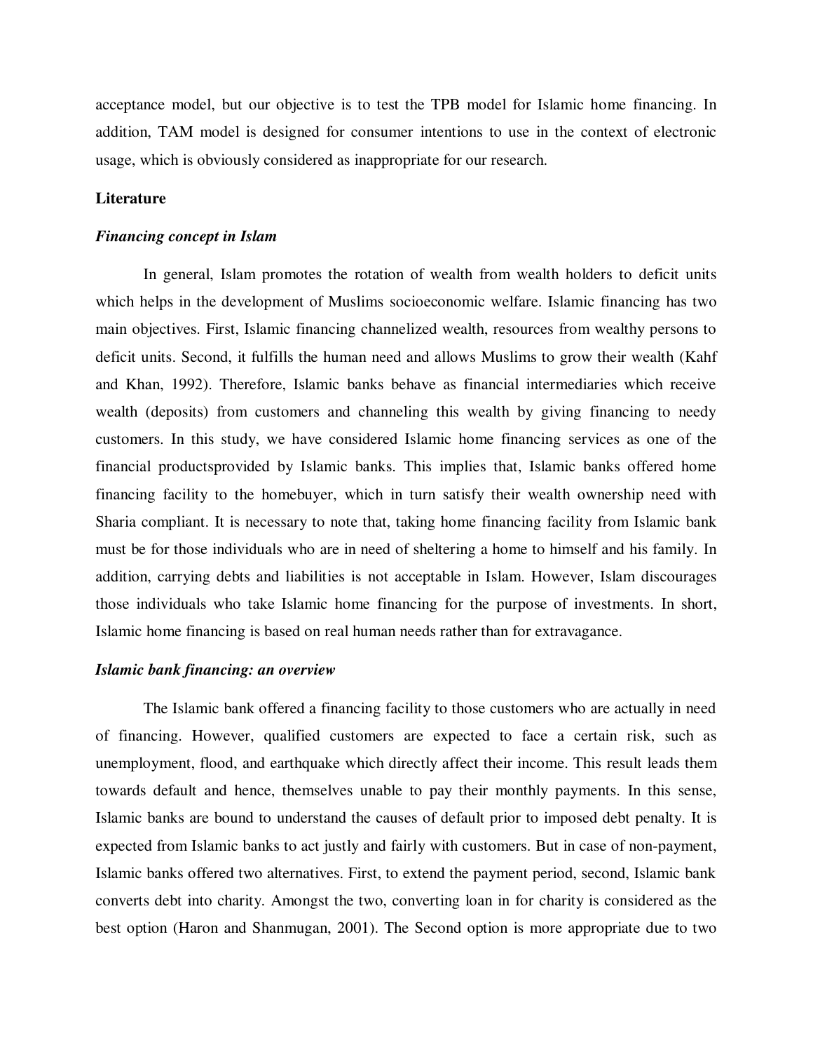acceptance model, but our objective is to test the TPB model for Islamic home financing. In addition, TAM model is designed for consumer intentions to use in the context of electronic usage, which is obviously considered as inappropriate for our research.

## Literature

### *Financing concept in Islam*

In general, Islam promotes the rotation of wealth from wealth holders to deficit units which helps in the development of Muslims socioeconomic welfare. Islamic financing has two main objectives. First, Islamic financing channelized wealth, resources from wealthy persons to deficit units. Second, it fulfills the human need and allows Muslims to grow their wealth (Kahf and Khan, 1992). Therefore, Islamic banks behave as financial intermediaries which receive wealth (deposits) from customers and channeling this wealth by giving financing to needy customers. In this study, we have considered Islamic home financing services as one of the financial productsprovided by Islamic banks. This implies that, Islamic banks offered home financing facility to the homebuyer, which in turn satisfy their wealth ownership need with Sharia compliant. It is necessary to note that, taking home financing facility from Islamic bank must be for those individuals who are in need of sheltering a home to himself and his family. In addition, carrying debts and liabilities is not acceptable in Islam. However, Islam discourages those individuals who take Islamic home financing for the purpose of investments. In short, Islamic home financing is based on real human needs rather than for extravagance.

### *Islamic bank financing: an overview*

The Islamic bank offered a financing facility to those customers who are actually in need of financing. However, qualified customers are expected to face a certain risk, such as unemployment, flood, and earthquake which directly affect their income. This result leads them towards default and hence, themselves unable to pay their monthly payments. In this sense, Islamic banks are bound to understand the causes of default prior to imposed debt penalty. It is expected from Islamic banks to act justly and fairly with customers. But in case of non-payment, Islamic banks offered two alternatives. First, to extend the payment period, second, Islamic bank converts debt into charity. Amongst the two, converting loan in for charity is considered as the best option (Haron and Shanmugan, 2001). The Second option is more appropriate due to two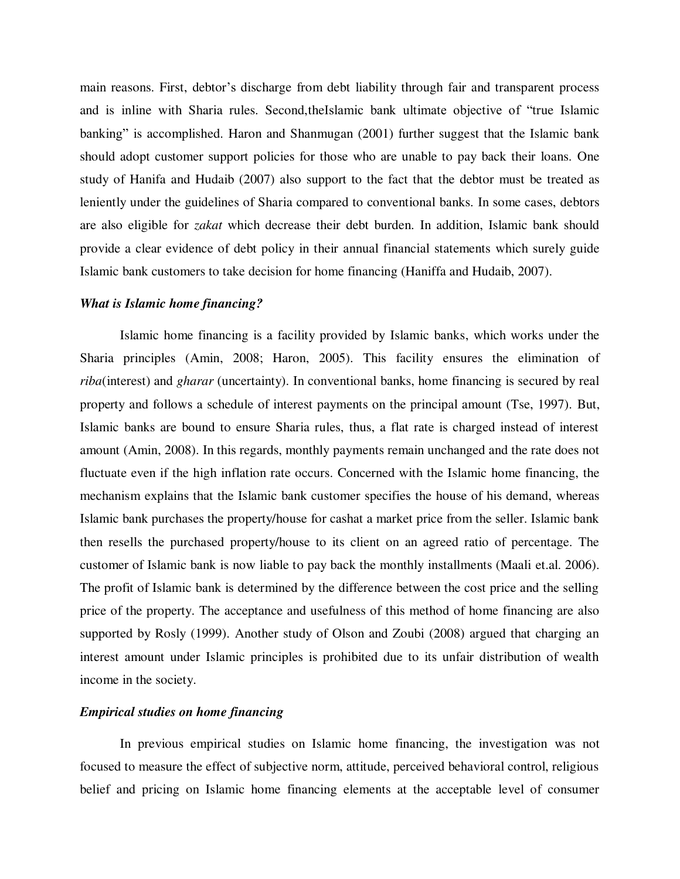main reasons. First, debtor's discharge from debt liability through fair and transparent process and is inline with Sharia rules. Second,theIslamic bank ultimate objective of "true Islamic banking" is accomplished. Haron and Shanmugan (2001) further suggest that the Islamic bank should adopt customer support policies for those who are unable to pay back their loans. One study of Hanifa and Hudaib (2007) also support to the fact that the debtor must be treated as leniently under the guidelines of Sharia compared to conventional banks. In some cases, debtors are also eligible for *zakat* which decrease their debt burden. In addition, Islamic bank should provide a clear evidence of debt policy in their annual financial statements which surely guide Islamic bank customers to take decision for home financing (Haniffa and Hudaib, 2007).

### *What is Islamic home financing?*

Islamic home financing is a facility provided by Islamic banks, which works under the Sharia principles (Amin, 2008; Haron, 2005). This facility ensures the elimination of *riba*(interest) and *gharar* (uncertainty). In conventional banks, home financing is secured by real property and follows a schedule of interest payments on the principal amount (Tse, 1997). But, Islamic banks are bound to ensure Sharia rules, thus, a flat rate is charged instead of interest amount (Amin, 2008). In this regards, monthly payments remain unchanged and the rate does not fluctuate even if the high inflation rate occurs. Concerned with the Islamic home financing, the mechanism explains that the Islamic bank customer specifies the house of his demand, whereas Islamic bank purchases the property/house for cashat a market price from the seller. Islamic bank then resells the purchased property/house to its client on an agreed ratio of percentage. The customer of Islamic bank is now liable to pay back the monthly installments (Maali et.al. 2006). The profit of Islamic bank is determined by the difference between the cost price and the selling price of the property. The acceptance and usefulness of this method of home financing are also supported by Rosly (1999). Another study of Olson and Zoubi (2008) argued that charging an interest amount under Islamic principles is prohibited due to its unfair distribution of wealth income in the society.

### *Empirical studies on home financing*

In previous empirical studies on Islamic home financing, the investigation was not focused to measure the effect of subjective norm, attitude, perceived behavioral control, religious belief and pricing on Islamic home financing elements at the acceptable level of consumer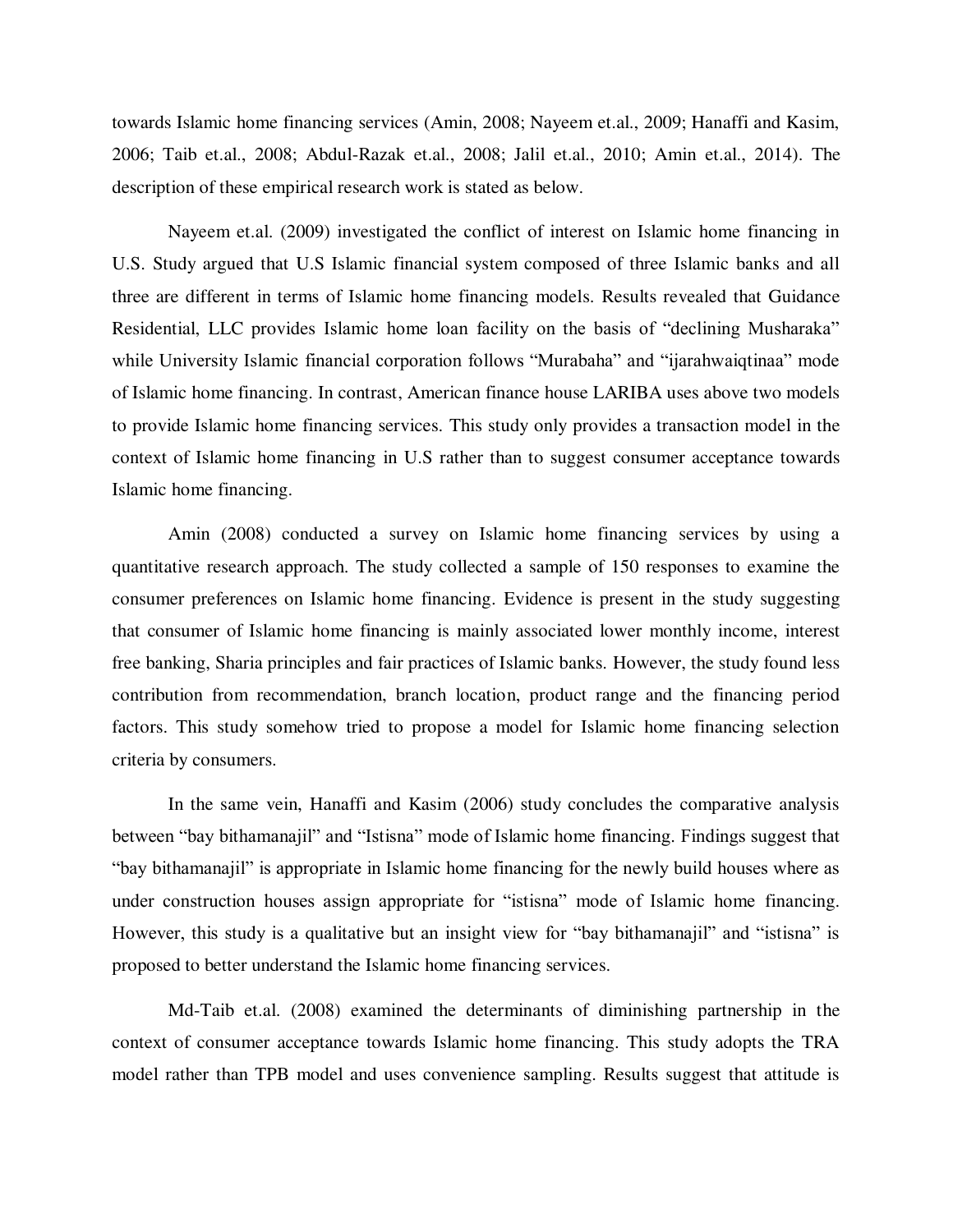towards Islamic home financing services (Amin, 2008; Nayeem et.al., 2009; Hanaffi and Kasim, 2006; Taib et.al., 2008; Abdul-Razak et.al., 2008; Jalil et.al., 2010; Amin et.al., 2014). The description of these empirical research work is stated as below.

Nayeem et.al. (2009) investigated the conflict of interest on Islamic home financing in U.S. Study argued that U.S Islamic financial system composed of three Islamic banks and all three are different in terms of Islamic home financing models. Results revealed that Guidance Residential, LLC provides Islamic home loan facility on the basis of "declining Musharaka" while University Islamic financial corporation follows "Murabaha" and "ijarahwaiqtinaa" mode of Islamic home financing. In contrast, American finance house LARIBA uses above two models to provide Islamic home financing services. This study only provides a transaction model in the context of Islamic home financing in U.S rather than to suggest consumer acceptance towards Islamic home financing.

Amin (2008) conducted a survey on Islamic home financing services by using a quantitative research approach. The study collected a sample of 150 responses to examine the consumer preferences on Islamic home financing. Evidence is present in the study suggesting that consumer of Islamic home financing is mainly associated lower monthly income, interest free banking, Sharia principles and fair practices of Islamic banks. However, the study found less contribution from recommendation, branch location, product range and the financing period factors. This study somehow tried to propose a model for Islamic home financing selection criteria by consumers.

In the same vein, Hanaffi and Kasim (2006) study concludes the comparative analysis between "bay bithamanajil" and "Istisna" mode of Islamic home financing. Findings suggest that "bay bithamanajil" is appropriate in Islamic home financing for the newly build houses where as under construction houses assign appropriate for "istisna" mode of Islamic home financing. However, this study is a qualitative but an insight view for "bay bithamanajil" and "istisna" is proposed to better understand the Islamic home financing services.

Md-Taib et.al. (2008) examined the determinants of diminishing partnership in the context of consumer acceptance towards Islamic home financing. This study adopts the TRA model rather than TPB model and uses convenience sampling. Results suggest that attitude is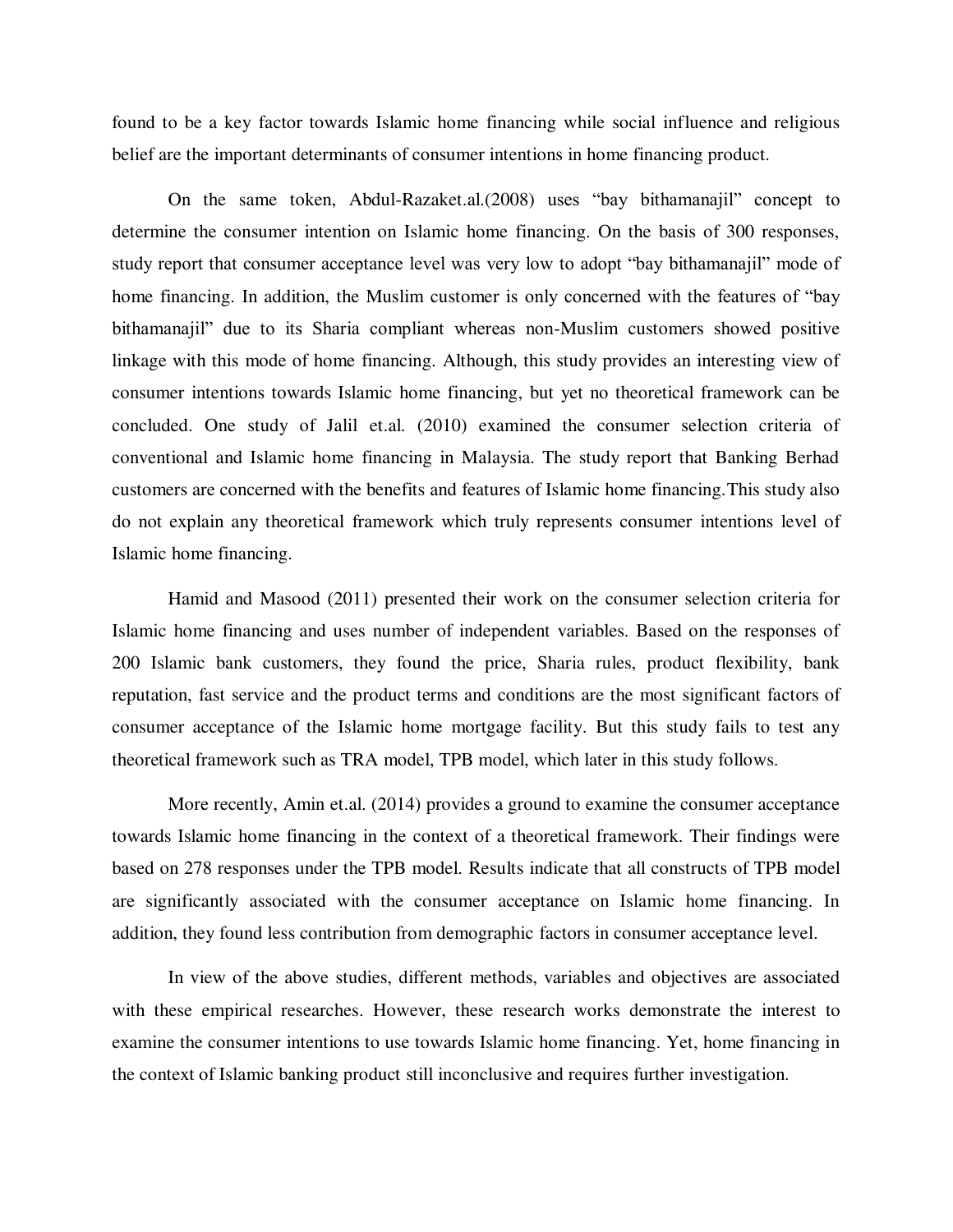found to be a key factor towards Islamic home financing while social influence and religious belief are the important determinants of consumer intentions in home financing product.

On the same token, Abdul-Razaket.al.(2008) uses "bay bithamanajil" concept to determine the consumer intention on Islamic home financing. On the basis of 300 responses, study report that consumer acceptance level was very low to adopt "bay bithamanajil" mode of home financing. In addition, the Muslim customer is only concerned with the features of "bay bithamanajil" due to its Sharia compliant whereas non-Muslim customers showed positive linkage with this mode of home financing. Although, this study provides an interesting view of consumer intentions towards Islamic home financing, but yet no theoretical framework can be concluded. One study of Jalil et.al. (2010) examined the consumer selection criteria of conventional and Islamic home financing in Malaysia. The study report that Banking Berhad customers are concerned with the benefits and features of Islamic home financing.This study also do not explain any theoretical framework which truly represents consumer intentions level of Islamic home financing.

Hamid and Masood (2011) presented their work on the consumer selection criteria for Islamic home financing and uses number of independent variables. Based on the responses of 200 Islamic bank customers, they found the price, Sharia rules, product flexibility, bank reputation, fast service and the product terms and conditions are the most significant factors of consumer acceptance of the Islamic home mortgage facility. But this study fails to test any theoretical framework such as TRA model, TPB model, which later in this study follows.

More recently, Amin et.al. (2014) provides a ground to examine the consumer acceptance towards Islamic home financing in the context of a theoretical framework. Their findings were based on 278 responses under the TPB model. Results indicate that all constructs of TPB model are significantly associated with the consumer acceptance on Islamic home financing. In addition, they found less contribution from demographic factors in consumer acceptance level.

In view of the above studies, different methods, variables and objectives are associated with these empirical researches. However, these research works demonstrate the interest to examine the consumer intentions to use towards Islamic home financing. Yet, home financing in the context of Islamic banking product still inconclusive and requires further investigation.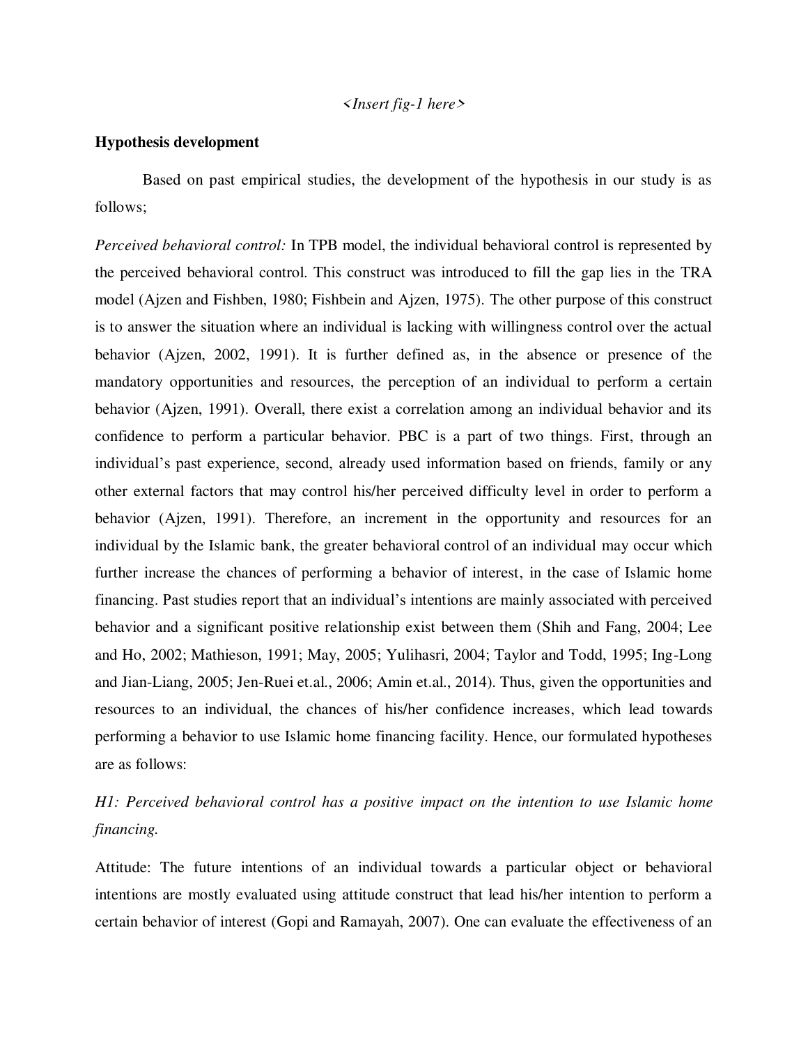*<Insert fig-1 here>*

**Hypothesis development**

Based on past empirical studies, the development of the hypothesis in our study is as follows;

*Perceived behavioral control:* In TPB model, the individual behavioral control is represented by the perceived behavioral control. This construct was introduced to fill the gap lies in the TRA model (Ajzen and Fishben, 1980; Fishbein and Ajzen, 1975). The other purpose of this construct is to answer the situation where an individual is lacking with willingness control over the actual behavior (Ajzen, 2002, 1991). It is further defined as, in the absence or presence of the mandatory opportunities and resources, the perception of an individual to perform a certain behavior (Ajzen, 1991). Overall, there exist a correlation among an individual behavior and its confidence to perform a particular behavior. PBC is a part of two things. First, through an individual's past experience, second, already used information based on friends, family or any other external factors that may control his/her perceived difficulty level in order to perform a behavior (Ajzen, 1991). Therefore, an increment in the opportunity and resources for an individual by the Islamic bank, the greater behavioral control of an individual may occur which further increase the chances of performing a behavior of interest, in the case of Islamic home financing. Past studies report that an individual's intentions are mainly associated with perceived behavior and a significant positive relationship exist between them (Shih and Fang, 2004; Lee and Ho, 2002; Mathieson, 1991; May, 2005; Yulihasri, 2004; Taylor and Todd, 1995; Ing-Long and Jian-Liang, 2005; Jen-Ruei et.al., 2006; Amin et.al., 2014). Thus, given the opportunities and resources to an individual, the chances of his/her confidence increases, which lead towards performing a behavior to use Islamic home financing facility. Hence, our formulated hypotheses are as follows:

*H1: Perceived behavioral control has a positive impact on the intention to use Islamic home financing.*

Attitude: The future intentions of an individual towards a particular object or behavioral intentions are mostly evaluated using attitude construct that lead his/her intention to perform a certain behavior of interest (Gopi and Ramayah, 2007). One can evaluate the effectiveness of an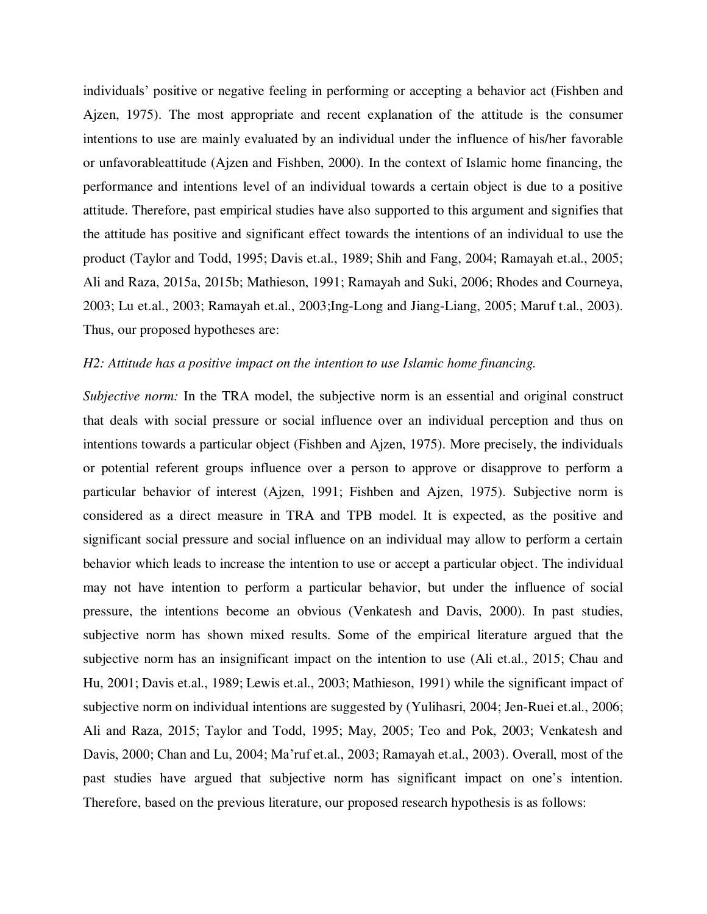individuals' positive or negative feeling in performing or accepting a behavior act (Fishben and Ajzen, 1975). The most appropriate and recent explanation of the attitude is the consumer intentions to use are mainly evaluated by an individual under the influence of his/her favorable or unfavorableattitude (Ajzen and Fishben, 2000). In the context of Islamic home financing, the performance and intentions level of an individual towards a certain object is due to a positive attitude. Therefore, past empirical studies have also supported to this argument and signifies that the attitude has positive and significant effect towards the intentions of an individual to use the product (Taylor and Todd, 1995; Davis et.al., 1989; Shih and Fang, 2004; Ramayah et.al., 2005; Ali and Raza, 2015a, 2015b; Mathieson, 1991; Ramayah and Suki, 2006; Rhodes and Courneya, 2003; Lu et.al., 2003; Ramayah et.al., 2003;Ing-Long and Jiang-Liang, 2005; Maruf t.al., 2003). Thus, our proposed hypotheses are:

*H2: Attitude has a positive impact on the intention to use Islamic home financing.*

*Subjective norm:* In the TRA model, the subjective norm is an essential and original construct that deals with social pressure or social influence over an individual perception and thus on intentions towards a particular object (Fishben and Ajzen, 1975). More precisely, the individuals or potential referent groups influence over a person to approve or disapprove to perform a particular behavior of interest (Ajzen, 1991; Fishben and Ajzen, 1975). Subjective norm is considered as a direct measure in TRA and TPB model. It is expected, as the positive and significant social pressure and social influence on an individual may allow to perform a certain behavior which leads to increase the intention to use or accept a particular object. The individual may not have intention to perform a particular behavior, but under the influence of social pressure, the intentions become an obvious (Venkatesh and Davis, 2000). In past studies, subjective norm has shown mixed results. Some of the empirical literature argued that the subjective norm has an insignificant impact on the intention to use (Ali et.al., 2015; Chau and Hu, 2001; Davis et.al., 1989; Lewis et.al., 2003; Mathieson, 1991) while the significant impact of subjective norm on individual intentions are suggested by (Yulihasri, 2004; Jen-Ruei et.al., 2006; Ali and Raza, 2015; Taylor and Todd, 1995; May, 2005; Teo and Pok, 2003; Venkatesh and Davis, 2000; Chan and Lu, 2004; Ma'ruf et.al., 2003; Ramayah et.al., 2003). Overall, most of the past studies have argued that subjective norm has significant impact on one's intention. Therefore, based on the previous literature, our proposed research hypothesis is as follows: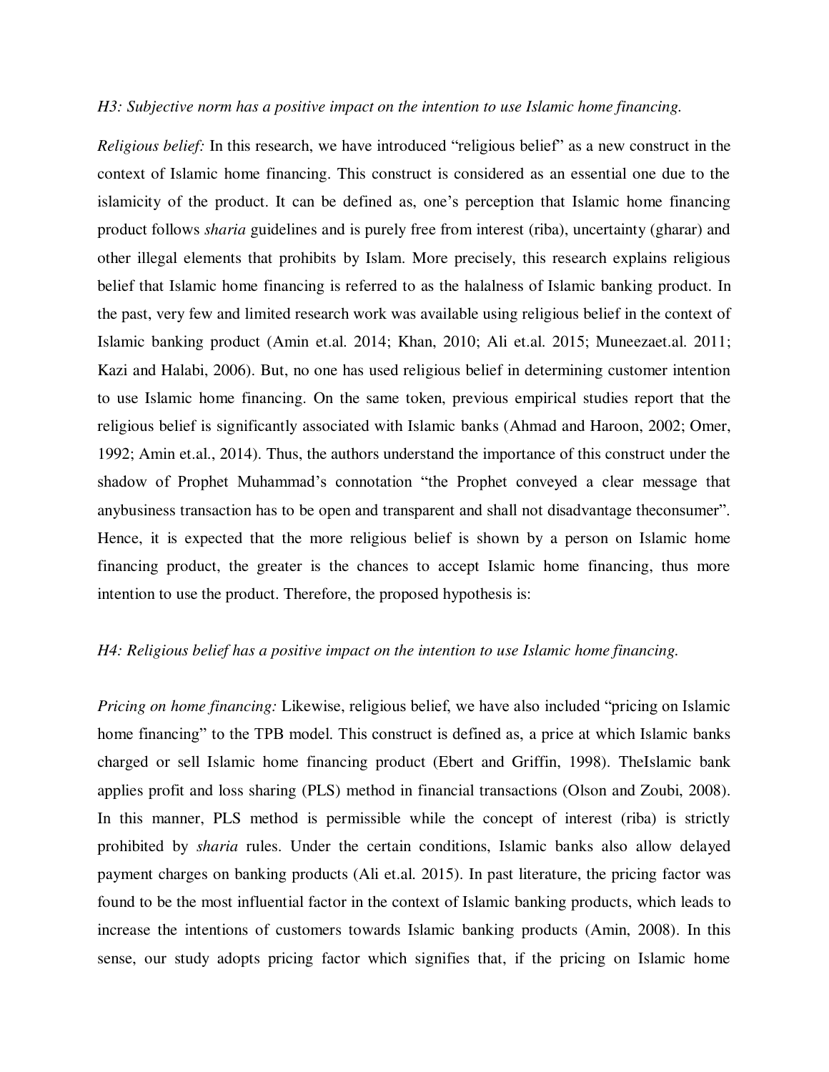*H3: Subjective norm has a positive impact on the intention to use Islamic home financing.*

*Religious belief:* In this research, we have introduced "religious belief" as a new construct in the context of Islamic home financing. This construct is considered as an essential one due to the islamicity of the product. It can be defined as, one's perception that Islamic home financing product follows *sharia* guidelines and is purely free from interest (riba), uncertainty (gharar) and other illegal elements that prohibits by Islam. More precisely, this research explains religious belief that Islamic home financing is referred to as the halalness of Islamic banking product. In the past, very few and limited research work was available using religious belief in the context of Islamic banking product (Amin et.al. 2014; Khan, 2010; Ali et.al. 2015; Muneezaet.al. 2011; Kazi and Halabi, 2006). But, no one has used religious belief in determining customer intention to use Islamic home financing. On the same token, previous empirical studies report that the religious belief is significantly associated with Islamic banks (Ahmad and Haroon, 2002; Omer, 1992; Amin et.al., 2014). Thus, the authors understand the importance of this construct under the shadow of Prophet Muhammad's connotation "the Prophet conveyed a clear message that anybusiness transaction has to be open and transparent and shall not disadvantage theconsumer". Hence, it is expected that the more religious belief is shown by a person on Islamic home financing product, the greater is the chances to accept Islamic home financing, thus more intention to use the product. Therefore, the proposed hypothesis is:

*H4: Religious belief has a positive impact on the intention to use Islamic home financing.*

*Pricing on home financing:* Likewise, religious belief, we have also included "pricing on Islamic home financing" to the TPB model. This construct is defined as, a price at which Islamic banks charged or sell Islamic home financing product (Ebert and Griffin, 1998). TheIslamic bank applies profit and loss sharing (PLS) method in financial transactions (Olson and Zoubi, 2008). In this manner, PLS method is permissible while the concept of interest (riba) is strictly prohibited by *sharia* rules. Under the certain conditions, Islamic banks also allow delayed payment charges on banking products (Ali et.al. 2015). In past literature, the pricing factor was found to be the most influential factor in the context of Islamic banking products, which leads to increase the intentions of customers towards Islamic banking products (Amin, 2008). In this sense, our study adopts pricing factor which signifies that, if the pricing on Islamic home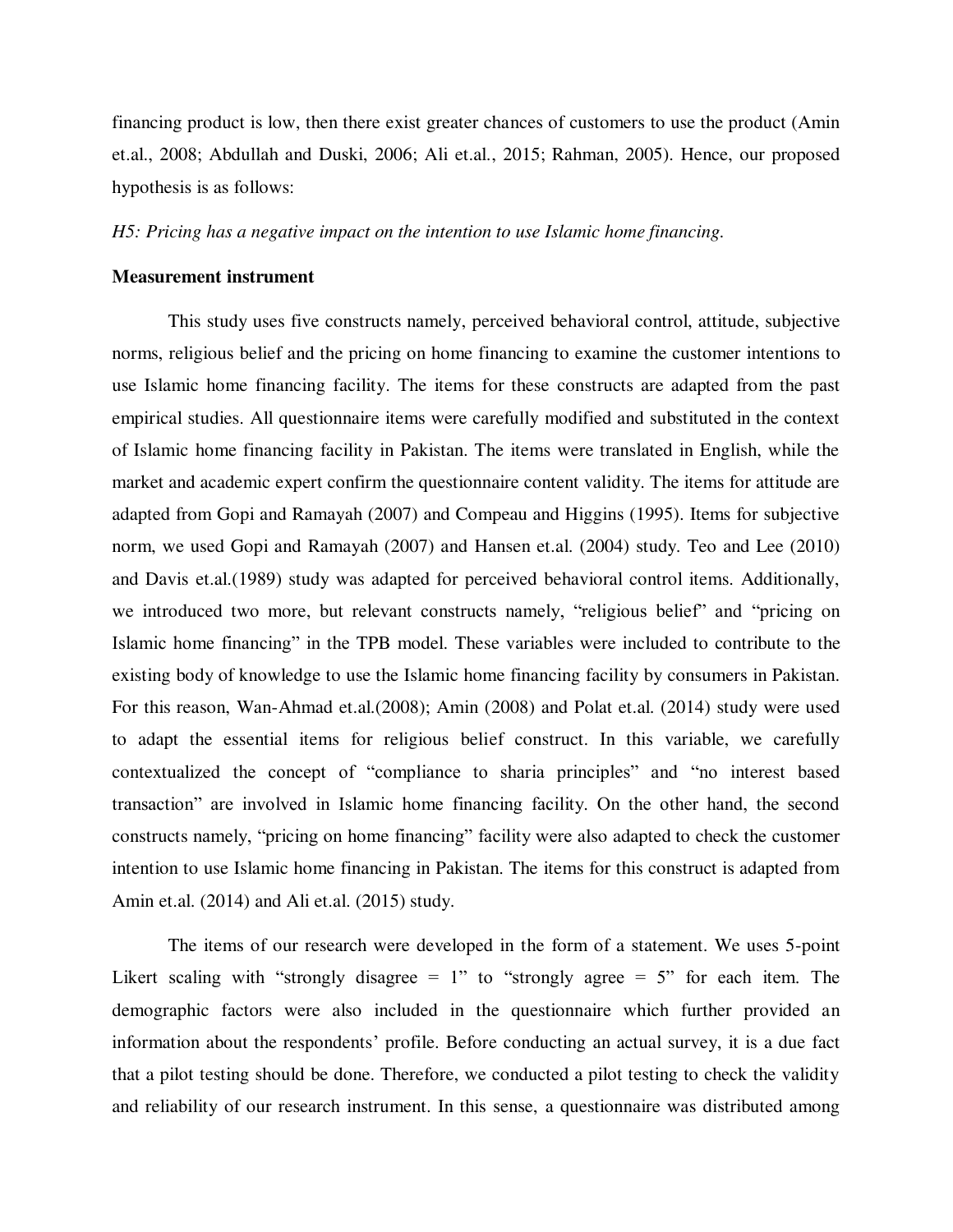financing product is low, then there exist greater chances of customers to use the product (Amin et.al., 2008; Abdullah and Duski, 2006; Ali et.al., 2015; Rahman, 2005). Hence, our proposed hypothesis is as follows:

*H5: Pricing has a negative impact on the intention to use Islamic home financing.*

**Measurement instrument**

This study uses five constructs namely, perceived behavioral control, attitude, subjective norms, religious belief and the pricing on home financing to examine the customer intentions to use Islamic home financing facility. The items for these constructs are adapted from the past empirical studies. All questionnaire items were carefully modified and substituted in the context of Islamic home financing facility in Pakistan. The items were translated in English, while the market and academic expert confirm the questionnaire content validity. The items for attitude are adapted from Gopi and Ramayah (2007) and Compeau and Higgins (1995). Items for subjective norm, we used Gopi and Ramayah (2007) and Hansen et.al. (2004) study. Teo and Lee (2010) and Davis et.al.(1989) study was adapted for perceived behavioral control items. Additionally, we introduced two more, but relevant constructs namely, "religious belief" and "pricing on Islamic home financing" in the TPB model. These variables were included to contribute to the existing body of knowledge to use the Islamic home financing facility by consumers in Pakistan. For this reason, Wan-Ahmad et.al.(2008); Amin (2008) and Polat et.al. (2014) study were used to adapt the essential items for religious belief construct. In this variable, we carefully contextualized the concept of "compliance to sharia principles" and "no interest based transaction" are involved in Islamic home financing facility. On the other hand, the second constructs namely, "pricing on home financing" facility were also adapted to check the customer intention to use Islamic home financing in Pakistan. The items for this construct is adapted from Amin et.al. (2014) and Ali et.al. (2015) study.

The items of our research were developed in the form of a statement. We uses 5-point Likert scaling with "strongly disagree = 1" to "strongly agree = 5" for each item. The demographic factors were also included in the questionnaire which further provided an information about the respondents' profile. Before conducting an actual survey, it is a due fact that a pilot testing should be done. Therefore, we conducted a pilot testing to check the validity and reliability of our research instrument. In this sense, a questionnaire was distributed among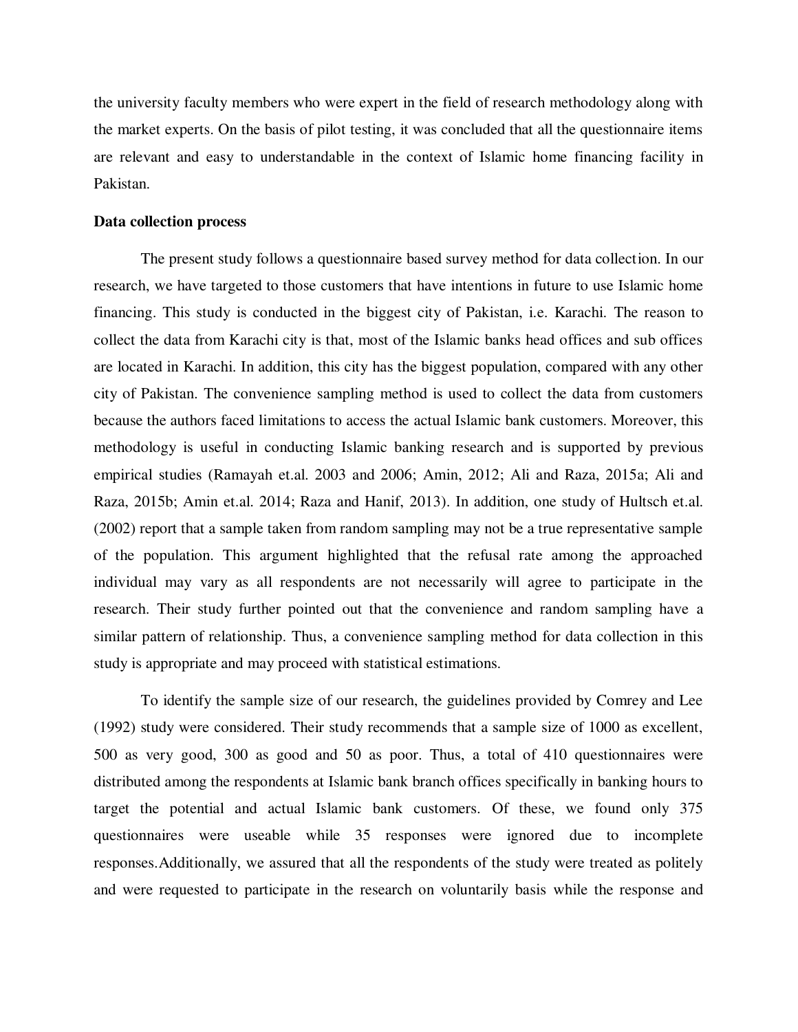the university faculty members who were expert in the field of research methodology along with the market experts. On the basis of pilot testing, it was concluded that all the questionnaire items are relevant and easy to understandable in the context of Islamic home financing facility in Pakistan.

**Data collection process**

The present study follows a questionnaire based survey method for data collection. In our research, we have targeted to those customers that have intentions in future to use Islamic home financing. This study is conducted in the biggest city of Pakistan, i.e. Karachi. The reason to collect the data from Karachi city is that, most of the Islamic banks head offices and sub offices are located in Karachi. In addition, this city has the biggest population, compared with any other city of Pakistan. The convenience sampling method is used to collect the data from customers because the authors faced limitations to access the actual Islamic bank customers. Moreover, this methodology is useful in conducting Islamic banking research and is supported by previous empirical studies (Ramayah et.al. 2003 and 2006; Amin, 2012; Ali and Raza, 2015a; Ali and Raza, 2015b; Amin et.al. 2014; Raza and Hanif, 2013). In addition, one study of Hultsch et.al. (2002) report that a sample taken from random sampling may not be a true representative sample of the population. This argument highlighted that the refusal rate among the approached individual may vary as all respondents are not necessarily will agree to participate in the research. Their study further pointed out that the convenience and random sampling have a similar pattern of relationship. Thus, a convenience sampling method for data collection in this study is appropriate and may proceed with statistical estimations.

To identify the sample size of our research, the guidelines provided by Comrey and Lee (1992) study were considered. Their study recommends that a sample size of 1000 as excellent, 500 as very good, 300 as good and 50 as poor. Thus, a total of 410 questionnaires were distributed among the respondents at Islamic bank branch offices specifically in banking hours to target the potential and actual Islamic bank customers. Of these, we found only 375 questionnaires were useable while 35 responses were ignored due to incomplete responses.Additionally, we assured that all the respondents of the study were treated as politely and were requested to participate in the research on voluntarily basis while the response and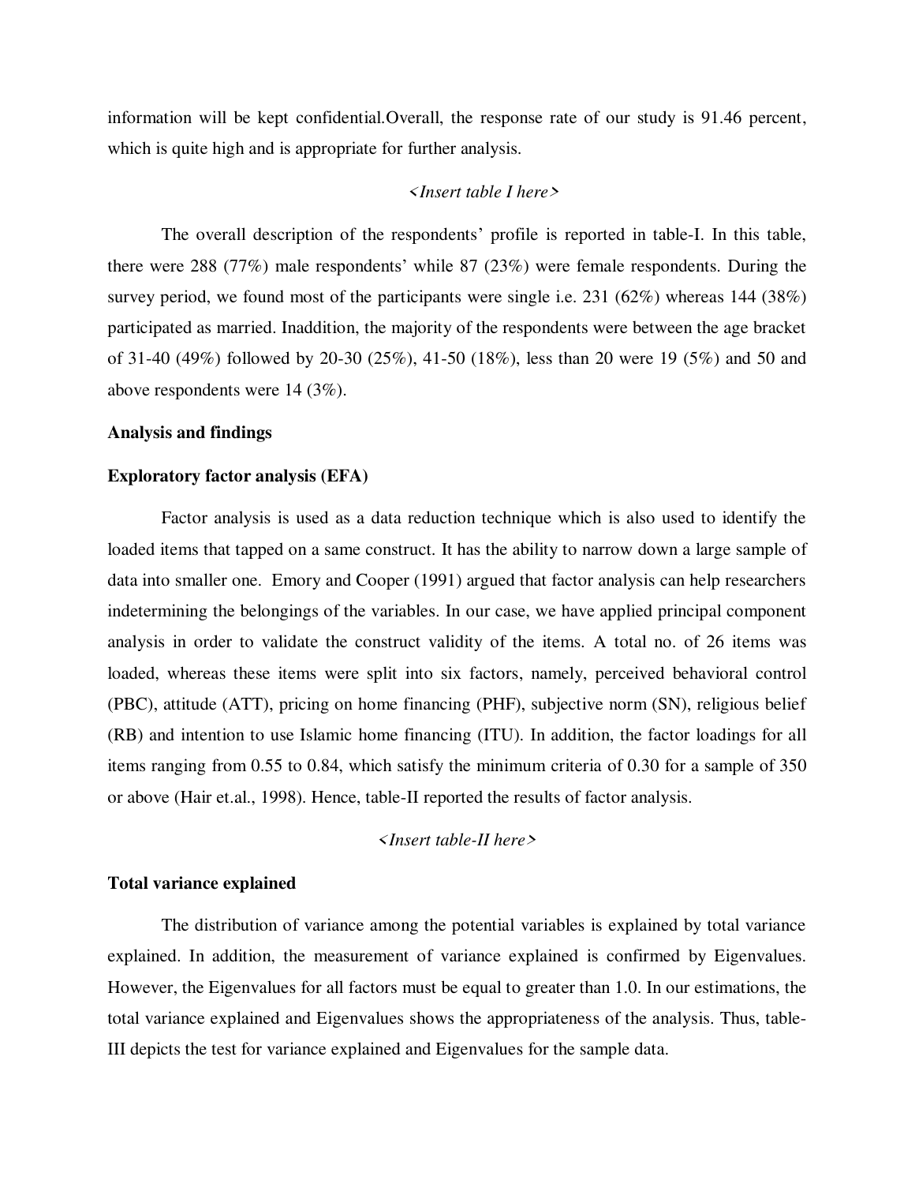information will be kept confidential.Overall, the response rate of our study is 91.46 percent, which is quite high and is appropriate for further analysis.

*<Insert table I here>*

The overall description of the respondents' profile is reported in table-I. In this table, there were 288 (77%) male respondents' while 87 (23%) were female respondents. During the survey period, we found most of the participants were single i.e. 231 (62%) whereas 144 (38%) participated as married. Inaddition, the majority of the respondents were between the age bracket of 31-40 (49%) followed by 20-30 (25%), 41-50 (18%), less than 20 were 19 (5%) and 50 and above respondents were 14 (3%).

**Analysis and findings**

**Exploratory factor analysis (EFA)**

Factor analysis is used as a data reduction technique which is also used to identify the loaded items that tapped on a same construct. It has the ability to narrow down a large sample of data into smaller one. Emory and Cooper (1991) argued that factor analysis can help researchers indetermining the belongings of the variables. In our case, we have applied principal component analysis in order to validate the construct validity of the items. A total no. of 26 items was loaded, whereas these items were split into six factors, namely, perceived behavioral control (PBC), attitude (ATT), pricing on home financing (PHF), subjective norm (SN), religious belief (RB) and intention to use Islamic home financing (ITU). In addition, the factor loadings for all items ranging from 0.55 to 0.84, which satisfy the minimum criteria of 0.30 for a sample of 350 or above (Hair et.al., 1998). Hence, table-II reported the results of factor analysis.

*<Insert table-II here>*

**Total variance explained**

The distribution of variance among the potential variables is explained by total variance explained. In addition, the measurement of variance explained is confirmed by Eigenvalues. However, the Eigenvalues for all factors must be equal to greater than 1.0. In our estimations, the total variance explained and Eigenvalues shows the appropriateness of the analysis. Thus, table-III depicts the test for variance explained and Eigenvalues for the sample data.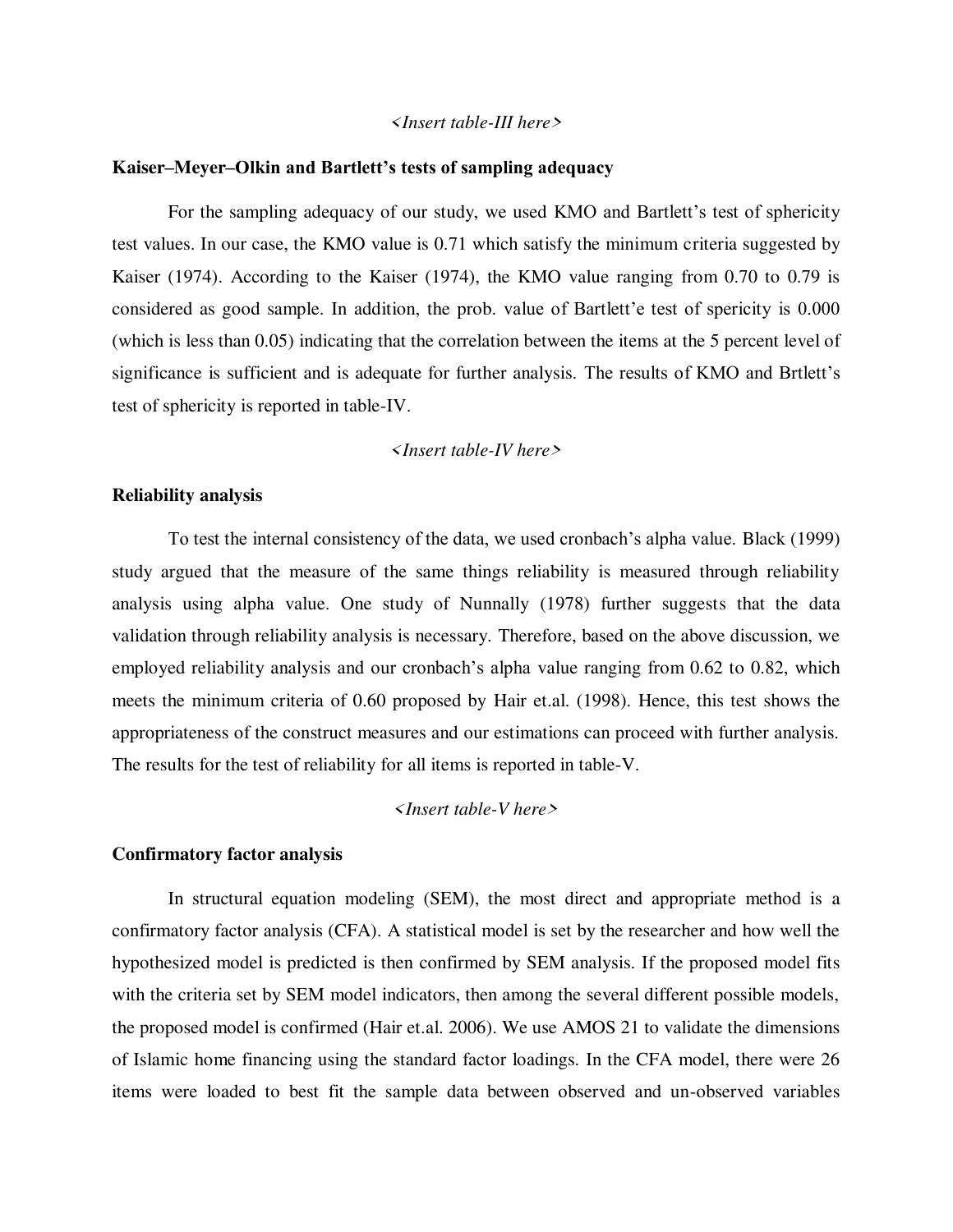*<Insert table-III here>*

**Kaiser–Meyer–Olkin and Bartlett's tests of sampling adequacy**

For the sampling adequacy of our study, we used KMO and Bartlett's test of sphericity test values. In our case, the KMO value is 0.71 which satisfy the minimum criteria suggested by Kaiser (1974). According to the Kaiser (1974), the KMO value ranging from 0.70 to 0.79 is considered as good sample. In addition, the prob. value of Bartlett'e test of spericity is 0.000 (which is less than 0.05) indicating that the correlation between the items at the 5 percent level of significance is sufficient and is adequate for further analysis. The results of KMO and Brtlett's test of sphericity is reported in table-IV.

*<Insert table-IV here>*

**Reliability analysis**

To test the internal consistency of the data, we used cronbach's alpha value. Black (1999) study argued that the measure of the same things reliability is measured through reliability analysis using alpha value. One study of Nunnally (1978) further suggests that the data validation through reliability analysis is necessary. Therefore, based on the above discussion, we employed reliability analysis and our cronbach's alpha value ranging from 0.62 to 0.82, which meets the minimum criteria of 0.60 proposed by Hair et.al. (1998). Hence, this test shows the appropriateness of the construct measures and our estimations can proceed with further analysis. The results for the test of reliability for all items is reported in table-V.

*<Insert table-V here>*

**Confirmatory factor analysis**

In structural equation modeling (SEM), the most direct and appropriate method is a confirmatory factor analysis (CFA). A statistical model is set by the researcher and how well the hypothesized model is predicted is then confirmed by SEM analysis. If the proposed model fits with the criteria set by SEM model indicators, then among the several different possible models, the proposed model is confirmed (Hair et.al. 2006). We use AMOS 21 to validate the dimensions of Islamic home financing using the standard factor loadings. In the CFA model, there were 26 items were loaded to best fit the sample data between observed and un-observed variables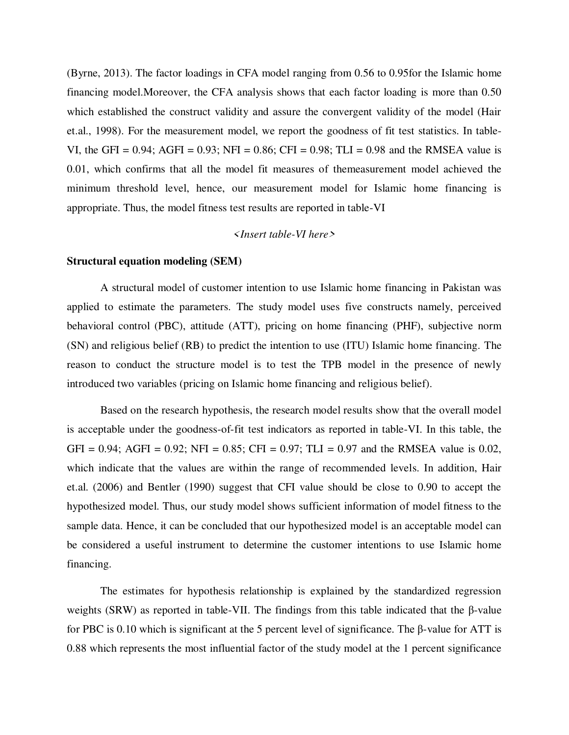(Byrne, 2013). The factor loadings in CFA model ranging from 0.56 to 0.95for the Islamic home financing model.Moreover, the CFA analysis shows that each factor loading is more than 0.50 which established the construct validity and assure the convergent validity of the model (Hair et.al., 1998). For the measurement model, we report the goodness of fit test statistics. In table-VI, the GFI = 0.94; AGFI = 0.93; NFI = 0.86; CFI = 0.98; TLI = 0.98 and the RMSEA value is 0.01, which confirms that all the model fit measures of themeasurement model achieved the minimum threshold level, hence, our measurement model for Islamic home financing is appropriate. Thus, the model fitness test results are reported in table-VI

*<Insert table-VI here>*

**Structural equation modeling (SEM)**

A structural model of customer intention to use Islamic home financing in Pakistan was applied to estimate the parameters. The study model uses five constructs namely, perceived behavioral control (PBC), attitude (ATT), pricing on home financing (PHF), subjective norm (SN) and religious belief (RB) to predict the intention to use (ITU) Islamic home financing. The reason to conduct the structure model is to test the TPB model in the presence of newly introduced two variables (pricing on Islamic home financing and religious belief).

Based on the research hypothesis, the research model results show that the overall model is acceptable under the goodness-of-fit test indicators as reported in table-VI. In this table, the GFI = 0.94; AGFI = 0.92; NFI = 0.85; CFI = 0.97; TLI = 0.97 and the RMSEA value is 0.02, which indicate that the values are within the range of recommended levels. In addition, Hair et.al. (2006) and Bentler (1990) suggest that CFI value should be close to 0.90 to accept the hypothesized model. Thus, our study model shows sufficient information of model fitness to the sample data. Hence, it can be concluded that our hypothesized model is an acceptable model can be considered a useful instrument to determine the customer intentions to use Islamic home financing.

The estimates for hypothesis relationship is explained by the standardized regression weights (SRW) as reported in table-VII. The findings from this table indicated that the β-value for PBC is 0.10 which is significant at the 5 percent level of significance. The β-value for ATT is 0.88 which represents the most influential factor of the study model at the 1 percent significance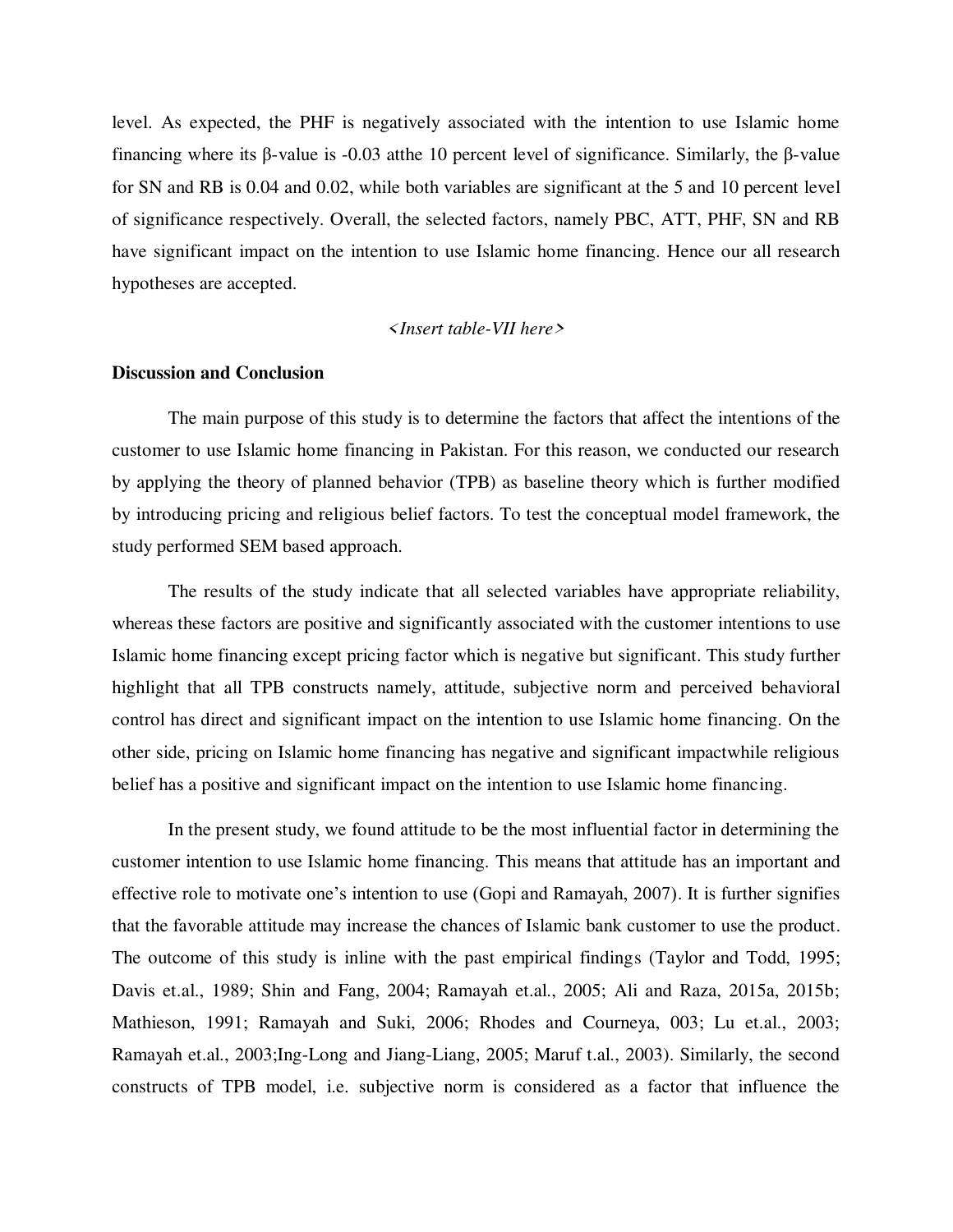level. As expected, the PHF is negatively associated with the intention to use Islamic home financing where its β-value is -0.03 atthe 10 percent level of significance. Similarly, the β-value for SN and RB is 0.04 and 0.02, while both variables are significant at the 5 and 10 percent level of significance respectively. Overall, the selected factors, namely PBC, ATT, PHF, SN and RB have significant impact on the intention to use Islamic home financing. Hence our all research hypotheses are accepted.

*<Insert table-VII here>*

**Discussion and Conclusion**

The main purpose of this study is to determine the factors that affect the intentions of the customer to use Islamic home financing in Pakistan. For this reason, we conducted our research by applying the theory of planned behavior (TPB) as baseline theory which is further modified by introducing pricing and religious belief factors. To test the conceptual model framework, the study performed SEM based approach.

The results of the study indicate that all selected variables have appropriate reliability, whereas these factors are positive and significantly associated with the customer intentions to use Islamic home financing except pricing factor which is negative but significant. This study further highlight that all TPB constructs namely, attitude, subjective norm and perceived behavioral control has direct and significant impact on the intention to use Islamic home financing. On the other side, pricing on Islamic home financing has negative and significant impactwhile religious belief has a positive and significant impact on the intention to use Islamic home financing.

In the present study, we found attitude to be the most influential factor in determining the customer intention to use Islamic home financing. This means that attitude has an important and effective role to motivate one's intention to use (Gopi and Ramayah, 2007). It is further signifies that the favorable attitude may increase the chances of Islamic bank customer to use the product. The outcome of this study is inline with the past empirical findings (Taylor and Todd, 1995; Davis et.al., 1989; Shin and Fang, 2004; Ramayah et.al., 2005; Ali and Raza, 2015a, 2015b; Mathieson, 1991; Ramayah and Suki, 2006; Rhodes and Courneya, 003; Lu et.al., 2003; Ramayah et.al., 2003;Ing-Long and Jiang-Liang, 2005; Maruf t.al., 2003). Similarly, the second constructs of TPB model, i.e. subjective norm is considered as a factor that influence the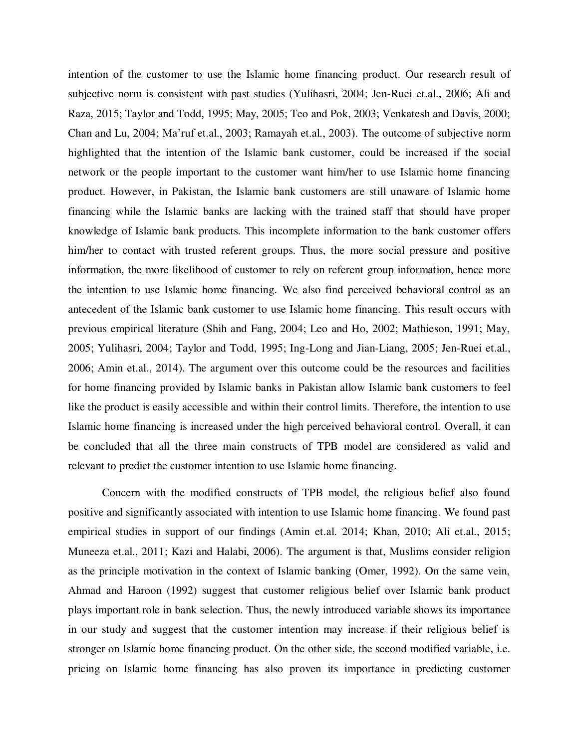intention of the customer to use the Islamic home financing product. Our research result of subjective norm is consistent with past studies (Yulihasri, 2004; Jen-Ruei et.al., 2006; Ali and Raza, 2015; Taylor and Todd, 1995; May, 2005; Teo and Pok, 2003; Venkatesh and Davis, 2000; Chan and Lu, 2004; Ma'ruf et.al., 2003; Ramayah et.al., 2003). The outcome of subjective norm highlighted that the intention of the Islamic bank customer, could be increased if the social network or the people important to the customer want him/her to use Islamic home financing product. However, in Pakistan, the Islamic bank customers are still unaware of Islamic home financing while the Islamic banks are lacking with the trained staff that should have proper knowledge of Islamic bank products. This incomplete information to the bank customer offers him/her to contact with trusted referent groups. Thus, the more social pressure and positive information, the more likelihood of customer to rely on referent group information, hence more the intention to use Islamic home financing. We also find perceived behavioral control as an antecedent of the Islamic bank customer to use Islamic home financing. This result occurs with previous empirical literature (Shih and Fang, 2004; Leo and Ho, 2002; Mathieson, 1991; May, 2005; Yulihasri, 2004; Taylor and Todd, 1995; Ing-Long and Jian-Liang, 2005; Jen-Ruei et.al., 2006; Amin et.al., 2014). The argument over this outcome could be the resources and facilities for home financing provided by Islamic banks in Pakistan allow Islamic bank customers to feel like the product is easily accessible and within their control limits. Therefore, the intention to use Islamic home financing is increased under the high perceived behavioral control. Overall, it can be concluded that all the three main constructs of TPB model are considered as valid and relevant to predict the customer intention to use Islamic home financing.

Concern with the modified constructs of TPB model, the religious belief also found positive and significantly associated with intention to use Islamic home financing. We found past empirical studies in support of our findings (Amin et.al. 2014; Khan, 2010; Ali et.al., 2015; Muneeza et.al., 2011; Kazi and Halabi, 2006). The argument is that, Muslims consider religion as the principle motivation in the context of Islamic banking (Omer, 1992). On the same vein, Ahmad and Haroon (1992) suggest that customer religious belief over Islamic bank product plays important role in bank selection. Thus, the newly introduced variable shows its importance in our study and suggest that the customer intention may increase if their religious belief is stronger on Islamic home financing product. On the other side, the second modified variable, i.e. pricing on Islamic home financing has also proven its importance in predicting customer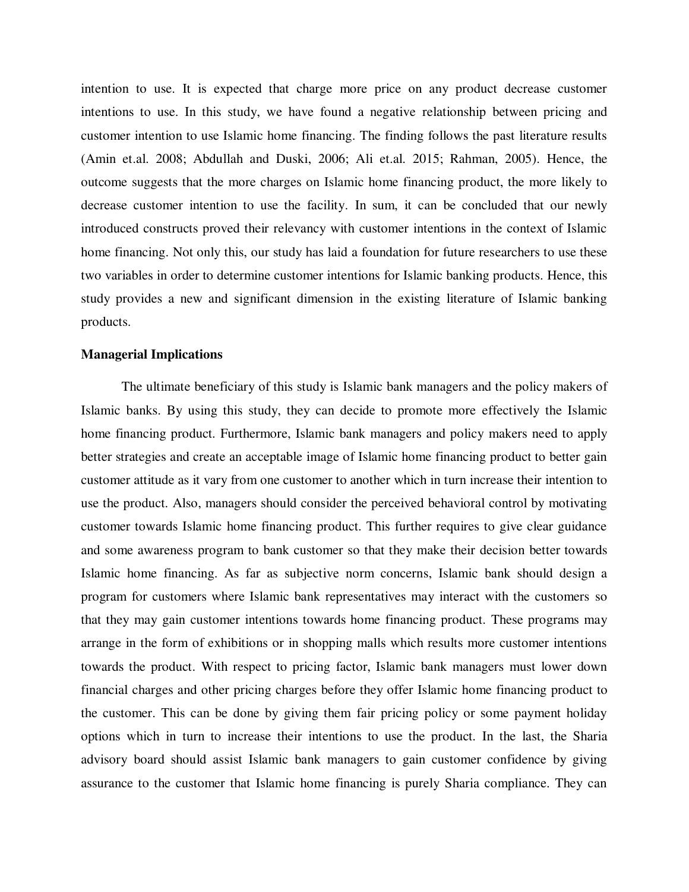intention to use. It is expected that charge more price on any product decrease customer intentions to use. In this study, we have found a negative relationship between pricing and customer intention to use Islamic home financing. The finding follows the past literature results (Amin et.al. 2008; Abdullah and Duski, 2006; Ali et.al. 2015; Rahman, 2005). Hence, the outcome suggests that the more charges on Islamic home financing product, the more likely to decrease customer intention to use the facility. In sum, it can be concluded that our newly introduced constructs proved their relevancy with customer intentions in the context of Islamic home financing. Not only this, our study has laid a foundation for future researchers to use these two variables in order to determine customer intentions for Islamic banking products. Hence, this study provides a new and significant dimension in the existing literature of Islamic banking products.

**Managerial Implications**

The ultimate beneficiary of this study is Islamic bank managers and the policy makers of Islamic banks. By using this study, they can decide to promote more effectively the Islamic home financing product. Furthermore, Islamic bank managers and policy makers need to apply better strategies and create an acceptable image of Islamic home financing product to better gain customer attitude as it vary from one customer to another which in turn increase their intention to use the product. Also, managers should consider the perceived behavioral control by motivating customer towards Islamic home financing product. This further requires to give clear guidance and some awareness program to bank customer so that they make their decision better towards Islamic home financing. As far as subjective norm concerns, Islamic bank should design a program for customers where Islamic bank representatives may interact with the customers so that they may gain customer intentions towards home financing product. These programs may arrange in the form of exhibitions or in shopping malls which results more customer intentions towards the product. With respect to pricing factor, Islamic bank managers must lower down financial charges and other pricing charges before they offer Islamic home financing product to the customer. This can be done by giving them fair pricing policy or some payment holiday options which in turn to increase their intentions to use the product. In the last, the Sharia advisory board should assist Islamic bank managers to gain customer confidence by giving assurance to the customer that Islamic home financing is purely Sharia compliance. They can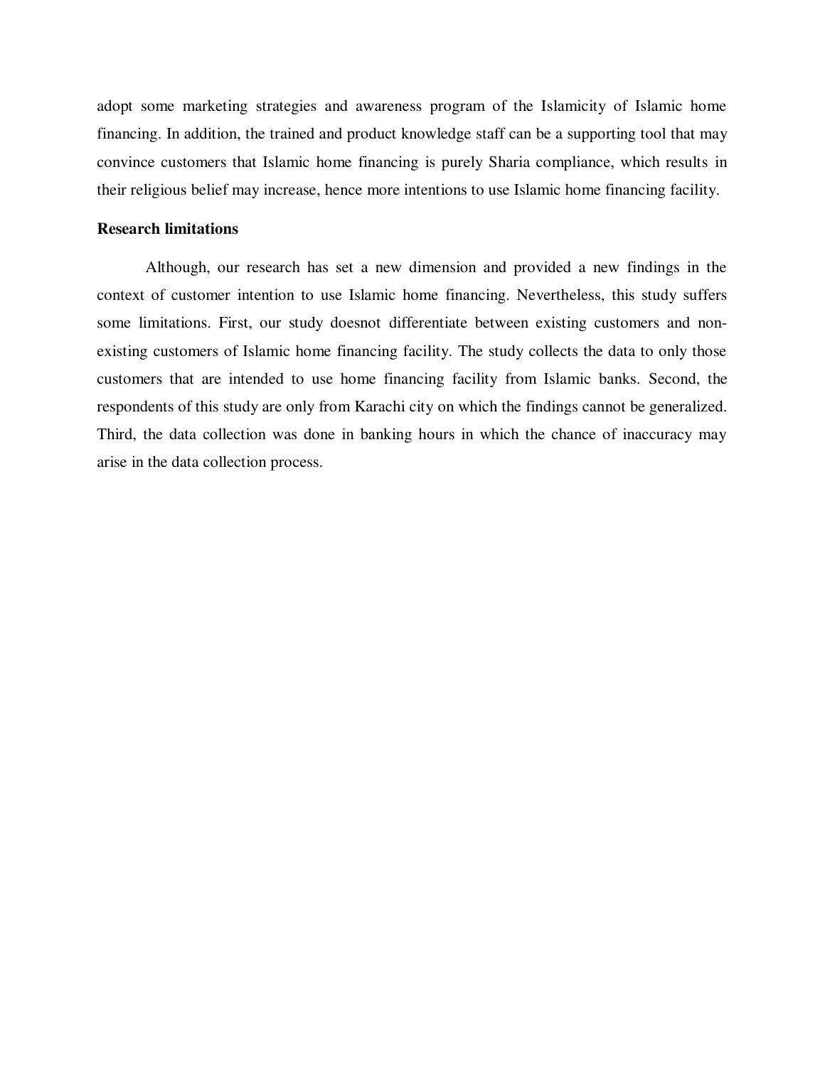adopt some marketing strategies and awareness program of the Islamicity of Islamic home financing. In addition, the trained and product knowledge staff can be a supporting tool that may convince customers that Islamic home financing is purely Sharia compliance, which results in their religious belief may increase, hence more intentions to use Islamic home financing facility.

**Research limitations**

Although, our research has set a new dimension and provided a new findings in the context of customer intention to use Islamic home financing. Nevertheless, this study suffers some limitations. First, our study doesnot differentiate between existing customers and non-existing customers of Islamic home financing facility. The study collects the data to only those customers that are intended to use home financing facility from Islamic banks. Second, the respondents of this study are only from Karachi city on which the findings cannot be generalized. Third, the data collection was done in banking hours in which the chance of inaccuracy may arise in the data collection process.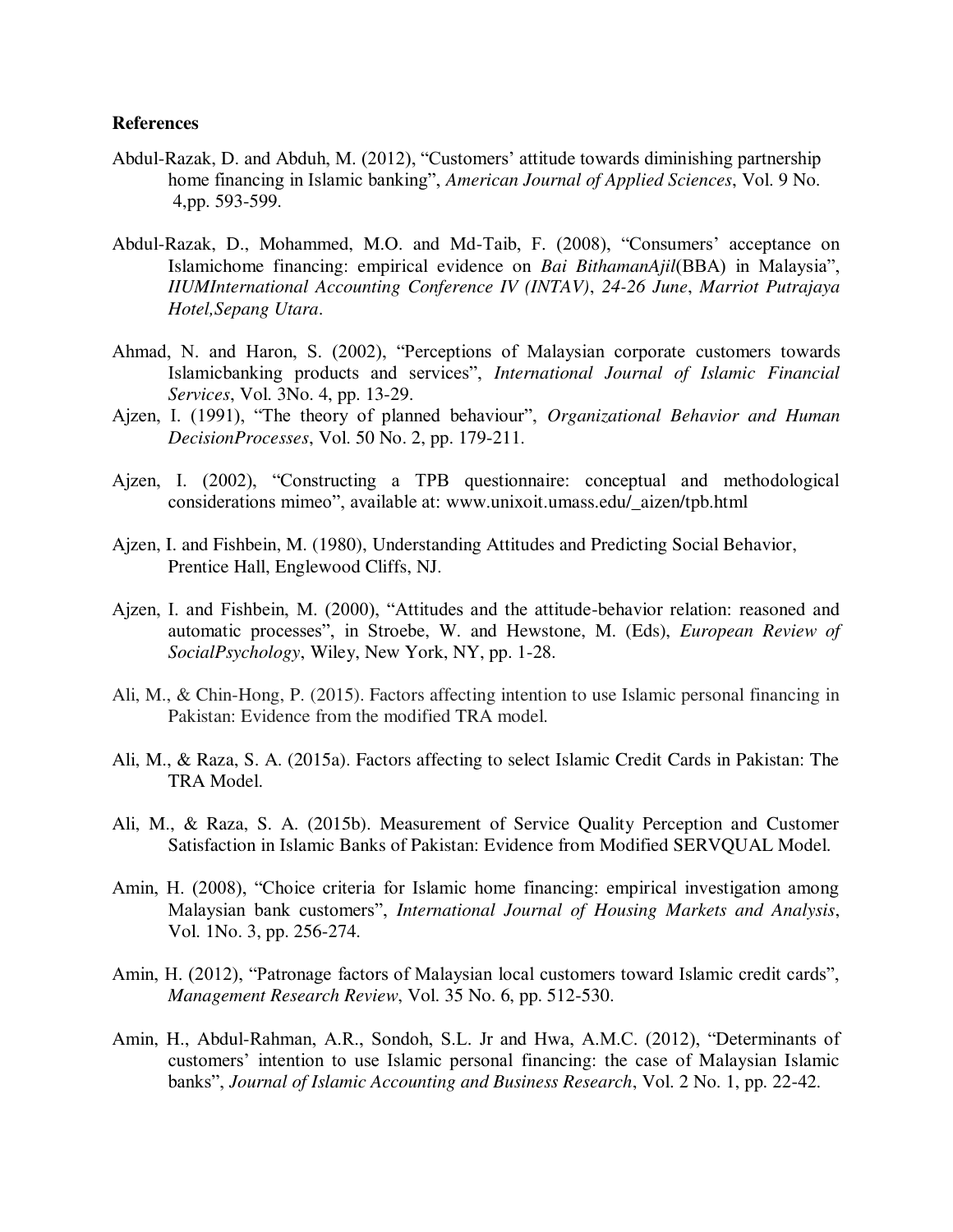**References**

Abdul-Razak, D. and Abduh, M. (2012), "Customers' attitude towards diminishing partnership home financing in Islamic banking", *American Journal of Applied Sciences*, Vol. 9 No. 4,pp. 593-599.

Abdul-Razak, D., Mohammed, M.O. and Md-Taib, F. (2008), "Consumers' acceptance on Islamichome financing: empirical evidence on *Bai BithamanAjil*(BBA) in Malaysia", *IIUMInternational Accounting Conference IV (INTAV)*, *24-26 June*, *Marriot Putrajaya Hotel,Sepang Utara*.

Ahmad, N. and Haron, S. (2002), "Perceptions of Malaysian corporate customers towards Islamicbanking products and services", *International Journal of Islamic Financial Services*, Vol. 3No. 4, pp. 13-29.

Ajzen, I. (1991), "The theory of planned behaviour", *Organizational Behavior and Human DecisionProcesses*, Vol. 50 No. 2, pp. 179-211.

Ajzen, I. (2002), "Constructing a TPB questionnaire: conceptual and methodological considerations mimeo", available at: www.unixoit.umass.edu/_aizen/tpb.html

Ajzen, I. and Fishbein, M. (1980), Understanding Attitudes and Predicting Social Behavior, Prentice Hall, Englewood Cliffs, NJ.

Ajzen, I. and Fishbein, M. (2000), "Attitudes and the attitude-behavior relation: reasoned and automatic processes", in Stroebe, W. and Hewstone, M. (Eds), *European Review of SocialPsychology*, Wiley, New York, NY, pp. 1-28.

Ali, M., & Chin-Hong, P. (2015). Factors affecting intention to use Islamic personal financing in Pakistan: Evidence from the modified TRA model.

Ali, M., & Raza, S. A. (2015a). Factors affecting to select Islamic Credit Cards in Pakistan: The TRA Model.

Ali, M., & Raza, S. A. (2015b). Measurement of Service Quality Perception and Customer Satisfaction in Islamic Banks of Pakistan: Evidence from Modified SERVQUAL Model.

Amin, H. (2008), "Choice criteria for Islamic home financing: empirical investigation among Malaysian bank customers", *International Journal of Housing Markets and Analysis*, Vol. 1No. 3, pp. 256-274.

Amin, H. (2012), "Patronage factors of Malaysian local customers toward Islamic credit cards", *Management Research Review*, Vol. 35 No. 6, pp. 512-530.

Amin, H., Abdul-Rahman, A.R., Sondoh, S.L. Jr and Hwa, A.M.C. (2012), "Determinants of customers' intention to use Islamic personal financing: the case of Malaysian Islamic banks", *Journal of Islamic Accounting and Business Research*, Vol. 2 No. 1, pp. 22-42.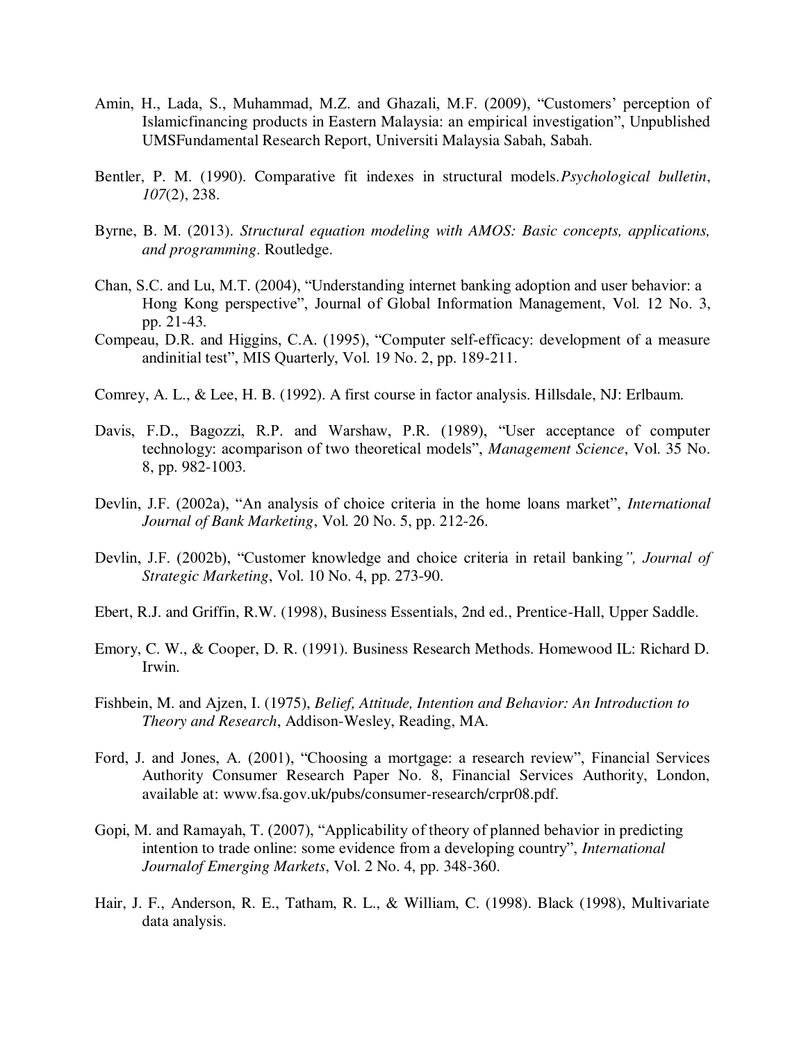Amin, H., Lada, S., Muhammad, M.Z. and Ghazali, M.F. (2009), "Customers' perception of Islamicfinancing products in Eastern Malaysia: an empirical investigation", Unpublished UMSFundamental Research Report, Universiti Malaysia Sabah, Sabah.

Bentler, P. M. (1990). Comparative fit indexes in structural models.*Psychological bulletin*, *107*(2), 238.

Byrne, B. M. (2013). *Structural equation modeling with AMOS: Basic concepts, applications, and programming*. Routledge.

Chan, S.C. and Lu, M.T. (2004), "Understanding internet banking adoption and user behavior: a Hong Kong perspective", Journal of Global Information Management, Vol. 12 No. 3, pp. 21-43.

Compeau, D.R. and Higgins, C.A. (1995), "Computer self-efficacy: development of a measure andinitial test", MIS Quarterly, Vol. 19 No. 2, pp. 189-211.

Comrey, A. L., & Lee, H. B. (1992). A first course in factor analysis. Hillsdale, NJ: Erlbaum.

Davis, F.D., Bagozzi, R.P. and Warshaw, P.R. (1989), "User acceptance of computer technology: acomparison of two theoretical models", *Management Science*, Vol. 35 No. 8, pp. 982-1003.

Devlin, J.F. (2002a), "An analysis of choice criteria in the home loans market", *International Journal of Bank Marketing*, Vol. 20 No. 5, pp. 212-26.

Devlin, J.F. (2002b), "Customer knowledge and choice criteria in retail banking*", Journal of Strategic Marketing*, Vol. 10 No. 4, pp. 273-90.

Ebert, R.J. and Griffin, R.W. (1998), Business Essentials, 2nd ed., Prentice-Hall, Upper Saddle.

Emory, C. W., & Cooper, D. R. (1991). Business Research Methods. Homewood IL: Richard D. Irwin.

Fishbein, M. and Ajzen, I. (1975), *Belief, Attitude, Intention and Behavior: An Introduction to Theory and Research*, Addison-Wesley, Reading, MA.

Ford, J. and Jones, A. (2001), "Choosing a mortgage: a research review", Financial Services Authority Consumer Research Paper No. 8, Financial Services Authority, London, available at: www.fsa.gov.uk/pubs/consumer-research/crpr08.pdf.

Gopi, M. and Ramayah, T. (2007), "Applicability of theory of planned behavior in predicting intention to trade online: some evidence from a developing country", *International Journalof Emerging Markets*, Vol. 2 No. 4, pp. 348-360.

Hair, J. F., Anderson, R. E., Tatham, R. L., & William, C. (1998). Black (1998), Multivariate data analysis.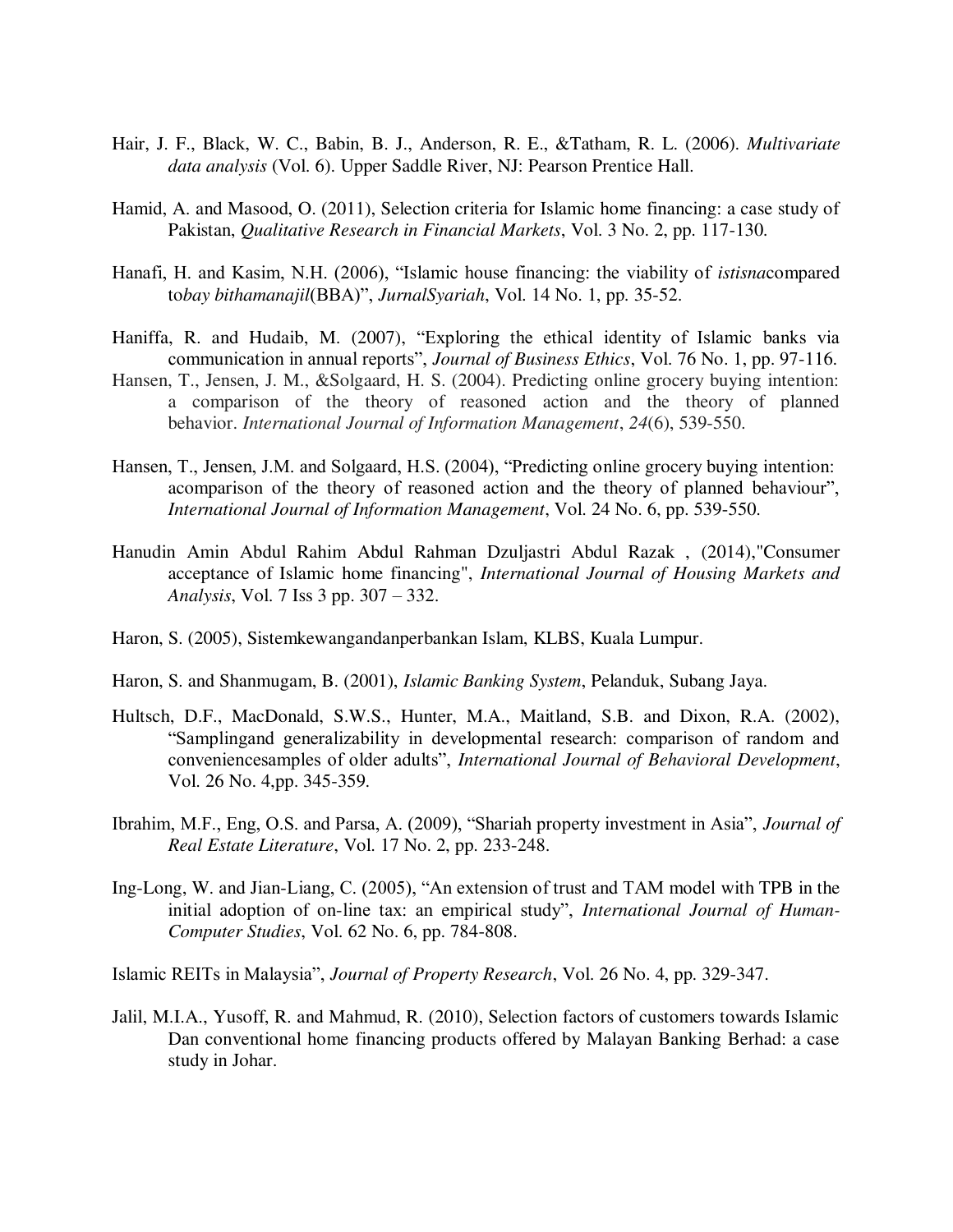Hair, J. F., Black, W. C., Babin, B. J., Anderson, R. E., &Tatham, R. L. (2006). *Multivariate data analysis* (Vol. 6). Upper Saddle River, NJ: Pearson Prentice Hall.

Hamid, A. and Masood, O. (2011), Selection criteria for Islamic home financing: a case study of Pakistan, *Qualitative Research in Financial Markets*, Vol. 3 No. 2, pp. 117-130.

Hanafi, H. and Kasim, N.H. (2006), "Islamic house financing: the viability of *istisna*compared to*bay bithamanajil*(BBA)", *JurnalSyariah*, Vol. 14 No. 1, pp. 35-52.

Haniffa, R. and Hudaib, M. (2007), "Exploring the ethical identity of Islamic banks via communication in annual reports", *Journal of Business Ethics*, Vol. 76 No. 1, pp. 97-116.

Hansen, T., Jensen, J. M., &Solgaard, H. S. (2004). Predicting online grocery buying intention: a comparison of the theory of reasoned action and the theory of planned behavior. *International Journal of Information Management*, *24*(6), 539-550.

Hansen, T., Jensen, J.M. and Solgaard, H.S. (2004), "Predicting online grocery buying intention: acomparison of the theory of reasoned action and the theory of planned behaviour", *International Journal of Information Management*, Vol. 24 No. 6, pp. 539-550.

Hanudin Amin Abdul Rahim Abdul Rahman Dzuljastri Abdul Razak , (2014),"Consumer acceptance of Islamic home financing", *International Journal of Housing Markets and Analysis*, Vol. 7 Iss 3 pp. 307 – 332.

Haron, S. (2005), Sistemkewangandanperbankan Islam, KLBS, Kuala Lumpur.

Haron, S. and Shanmugam, B. (2001), *Islamic Banking System*, Pelanduk, Subang Jaya.

Hultsch, D.F., MacDonald, S.W.S., Hunter, M.A., Maitland, S.B. and Dixon, R.A. (2002), "Samplingand generalizability in developmental research: comparison of random and conveniencesamples of older adults", *International Journal of Behavioral Development*, Vol. 26 No. 4,pp. 345-359.

Ibrahim, M.F., Eng, O.S. and Parsa, A. (2009), "Shariah property investment in Asia", *Journal of Real Estate Literature*, Vol. 17 No. 2, pp. 233-248.

Ing-Long, W. and Jian-Liang, C. (2005), "An extension of trust and TAM model with TPB in the initial adoption of on-line tax: an empirical study", *International Journal of Human-Computer Studies*, Vol. 62 No. 6, pp. 784-808.

Islamic REITs in Malaysia", *Journal of Property Research*, Vol. 26 No. 4, pp. 329-347.

Jalil, M.I.A., Yusoff, R. and Mahmud, R. (2010), Selection factors of customers towards Islamic Dan conventional home financing products offered by Malayan Banking Berhad: a case study in Johar.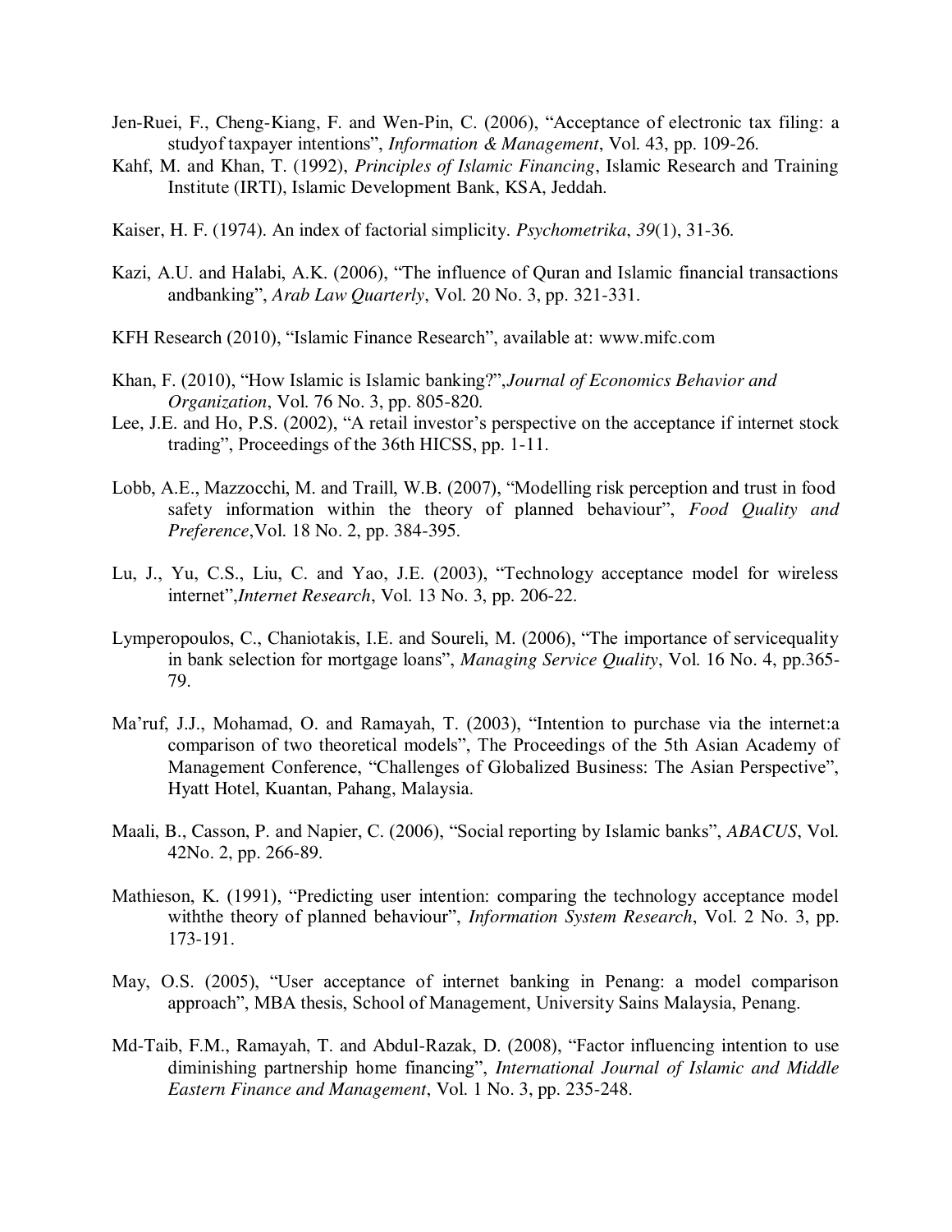Jen-Ruei, F., Cheng-Kiang, F. and Wen-Pin, C. (2006), "Acceptance of electronic tax filing: a studyof taxpayer intentions", *Information & Management*, Vol. 43, pp. 109-26.

Kahf, M. and Khan, T. (1992), *Principles of Islamic Financing*, Islamic Research and Training Institute (IRTI), Islamic Development Bank, KSA, Jeddah.

Kaiser, H. F. (1974). An index of factorial simplicity. *Psychometrika*, *39*(1), 31-36.

Kazi, A.U. and Halabi, A.K. (2006), "The influence of Quran and Islamic financial transactions andbanking", *Arab Law Quarterly*, Vol. 20 No. 3, pp. 321-331.

KFH Research (2010), "Islamic Finance Research", available at: www.mifc.com

Khan, F. (2010), "How Islamic is Islamic banking?",*Journal of Economics Behavior and Organization*, Vol. 76 No. 3, pp. 805-820.

Lee, J.E. and Ho, P.S. (2002), "A retail investor's perspective on the acceptance if internet stock trading", Proceedings of the 36th HICSS, pp. 1-11.

Lobb, A.E., Mazzocchi, M. and Traill, W.B. (2007), "Modelling risk perception and trust in food safety information within the theory of planned behaviour", *Food Quality and Preference*,Vol. 18 No. 2, pp. 384-395.

Lu, J., Yu, C.S., Liu, C. and Yao, J.E. (2003), "Technology acceptance model for wireless internet",*Internet Research*, Vol. 13 No. 3, pp. 206-22.

Lymperopoulos, C., Chaniotakis, I.E. and Soureli, M. (2006), "The importance of servicequality in bank selection for mortgage loans", *Managing Service Quality*, Vol. 16 No. 4, pp.365-79.

Ma'ruf, J.J., Mohamad, O. and Ramayah, T. (2003), "Intention to purchase via the internet:a comparison of two theoretical models", The Proceedings of the 5th Asian Academy of Management Conference, "Challenges of Globalized Business: The Asian Perspective", Hyatt Hotel, Kuantan, Pahang, Malaysia.

Maali, B., Casson, P. and Napier, C. (2006), "Social reporting by Islamic banks", *ABACUS*, Vol. 42No. 2, pp. 266-89.

Mathieson, K. (1991), "Predicting user intention: comparing the technology acceptance model withthe theory of planned behaviour", *Information System Research*, Vol. 2 No. 3, pp. 173-191.

May, O.S. (2005), "User acceptance of internet banking in Penang: a model comparison approach", MBA thesis, School of Management, University Sains Malaysia, Penang.

Md-Taib, F.M., Ramayah, T. and Abdul-Razak, D. (2008), "Factor influencing intention to use diminishing partnership home financing", *International Journal of Islamic and Middle Eastern Finance and Management*, Vol. 1 No. 3, pp. 235-248.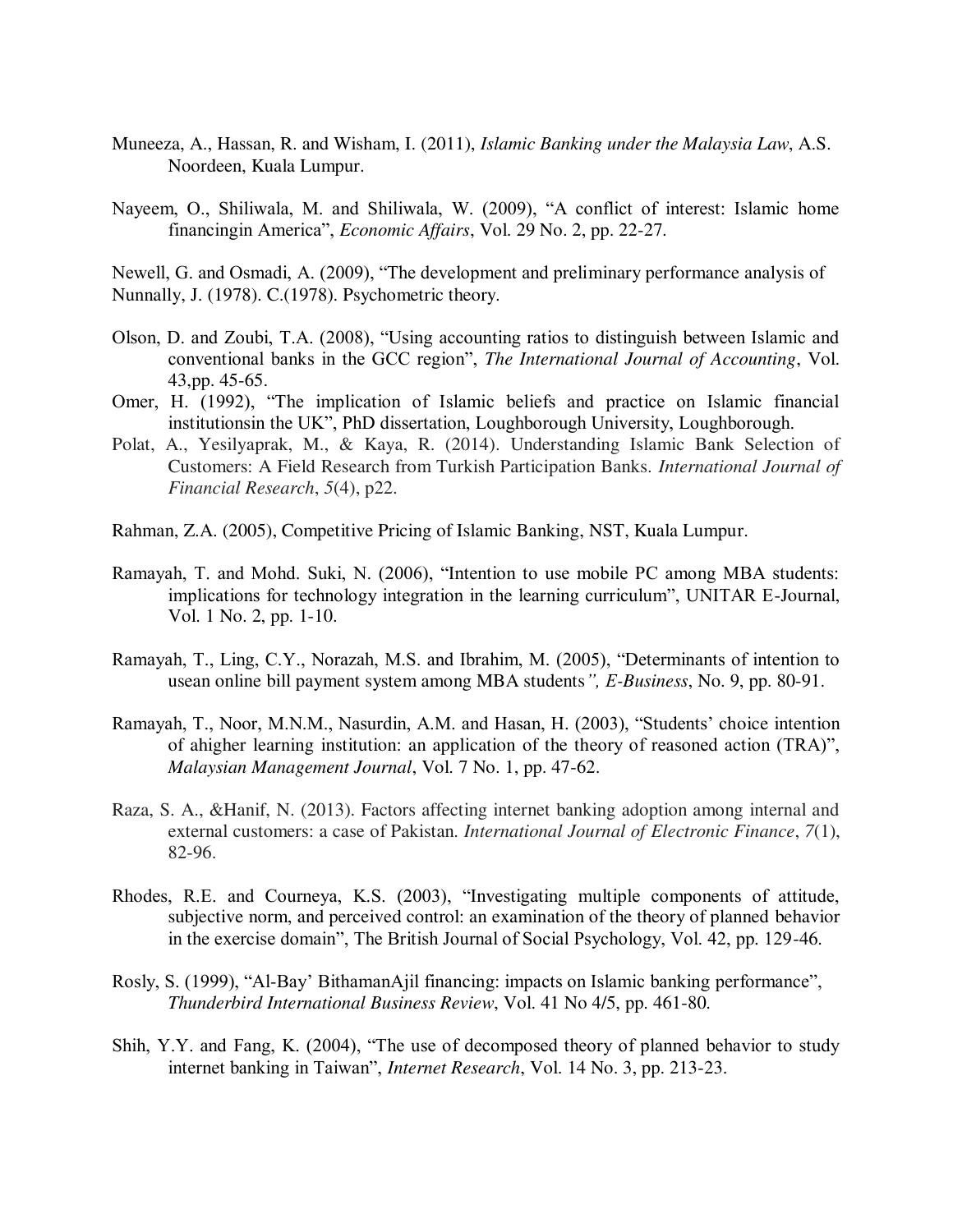Muneeza, A., Hassan, R. and Wisham, I. (2011), *Islamic Banking under the Malaysia Law*, A.S. Noordeen, Kuala Lumpur.

Nayeem, O., Shiliwala, M. and Shiliwala, W. (2009), "A conflict of interest: Islamic home financingin America", *Economic Affairs*, Vol. 29 No. 2, pp. 22-27.

Newell, G. and Osmadi, A. (2009), "The development and preliminary performance analysis of
Nunnally, J. (1978). C.(1978). Psychometric theory.

Olson, D. and Zoubi, T.A. (2008), "Using accounting ratios to distinguish between Islamic and conventional banks in the GCC region", *The International Journal of Accounting*, Vol. 43,pp. 45-65.

Omer, H. (1992), "The implication of Islamic beliefs and practice on Islamic financial institutionsin the UK", PhD dissertation, Loughborough University, Loughborough.

Polat, A., Yesilyaprak, M., & Kaya, R. (2014). Understanding Islamic Bank Selection of Customers: A Field Research from Turkish Participation Banks. *International Journal of Financial Research*, *5*(4), p22.

Rahman, Z.A. (2005), Competitive Pricing of Islamic Banking, NST, Kuala Lumpur.

Ramayah, T. and Mohd. Suki, N. (2006), "Intention to use mobile PC among MBA students: implications for technology integration in the learning curriculum", UNITAR E-Journal, Vol. 1 No. 2, pp. 1-10.

Ramayah, T., Ling, C.Y., Norazah, M.S. and Ibrahim, M. (2005), "Determinants of intention to usean online bill payment system among MBA students*", E-Business*, No. 9, pp. 80-91.

Ramayah, T., Noor, M.N.M., Nasurdin, A.M. and Hasan, H. (2003), "Students' choice intention of ahigher learning institution: an application of the theory of reasoned action (TRA)", *Malaysian Management Journal*, Vol. 7 No. 1, pp. 47-62.

Raza, S. A., &Hanif, N. (2013). Factors affecting internet banking adoption among internal and external customers: a case of Pakistan. *International Journal of Electronic Finance*, *7*(1), 82-96.

Rhodes, R.E. and Courneya, K.S. (2003), "Investigating multiple components of attitude, subjective norm, and perceived control: an examination of the theory of planned behavior in the exercise domain", The British Journal of Social Psychology, Vol. 42, pp. 129-46.

Rosly, S. (1999), "Al-Bay' BithamanAjil financing: impacts on Islamic banking performance", *Thunderbird International Business Review*, Vol. 41 No 4/5, pp. 461-80.

Shih, Y.Y. and Fang, K. (2004), "The use of decomposed theory of planned behavior to study internet banking in Taiwan", *Internet Research*, Vol. 14 No. 3, pp. 213-23.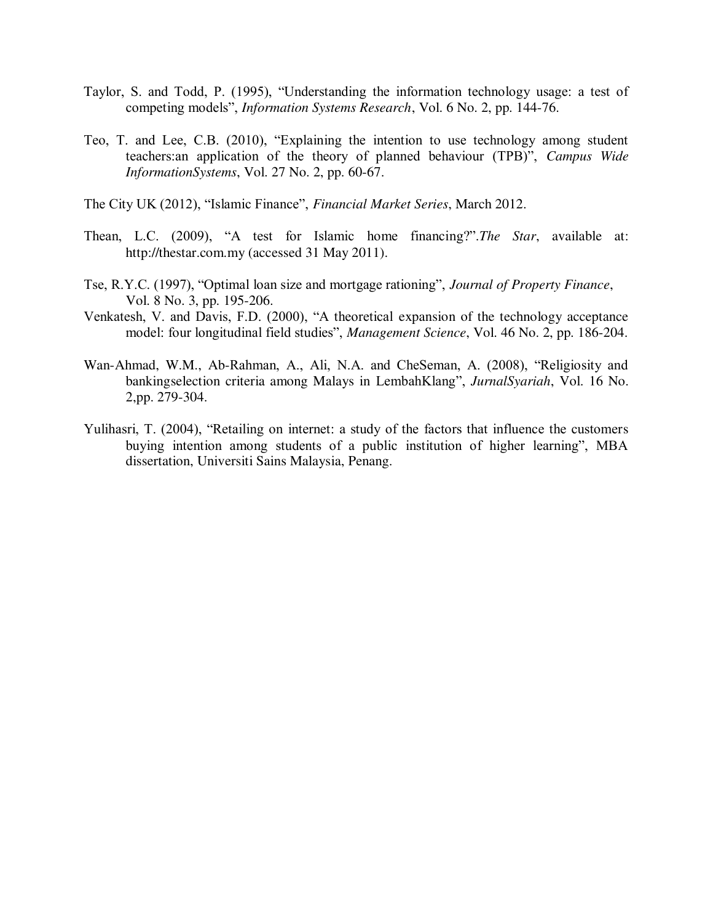Taylor, S. and Todd, P. (1995), "Understanding the information technology usage: a test of competing models", *Information Systems Research*, Vol. 6 No. 2, pp. 144-76.

Teo, T. and Lee, C.B. (2010), "Explaining the intention to use technology among student teachers:an application of the theory of planned behaviour (TPB)", *Campus Wide InformationSystems*, Vol. 27 No. 2, pp. 60-67.

The City UK (2012), "Islamic Finance", *Financial Market Series*, March 2012.

Thean, L.C. (2009), "A test for Islamic home financing?".*The Star*, available at: http://thestar.com.my (accessed 31 May 2011).

Tse, R.Y.C. (1997), "Optimal loan size and mortgage rationing", *Journal of Property Finance*, Vol. 8 No. 3, pp. 195-206.

Venkatesh, V. and Davis, F.D. (2000), "A theoretical expansion of the technology acceptance model: four longitudinal field studies", *Management Science*, Vol. 46 No. 2, pp. 186-204.

Wan-Ahmad, W.M., Ab-Rahman, A., Ali, N.A. and CheSeman, A. (2008), "Religiosity and bankingselection criteria among Malays in LembahKlang", *JurnalSyariah*, Vol. 16 No. 2,pp. 279-304.

Yulihasri, T. (2004), "Retailing on internet: a study of the factors that influence the customers buying intention among students of a public institution of higher learning", MBA dissertation, Universiti Sains Malaysia, Penang.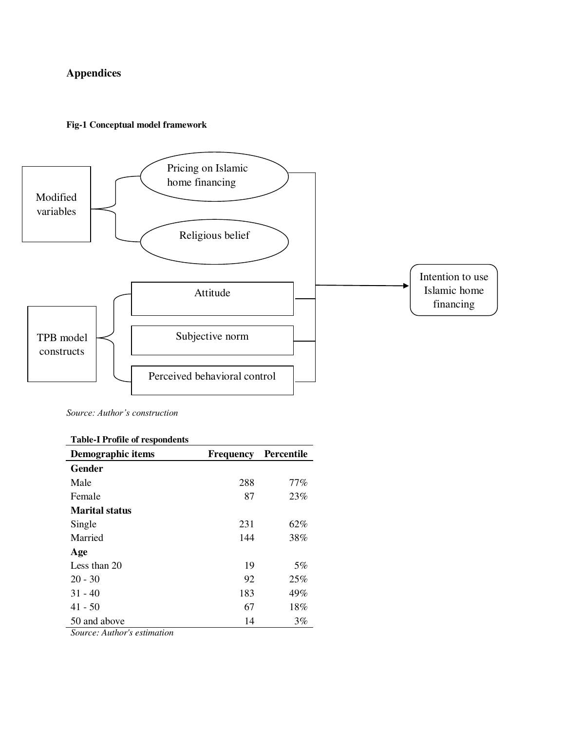# Appendices

**Fig-1 Conceptual model framework**

Modified variables

Pricing on Islamic home financing

Religious belief

TPB model constructs

Attitude

Subjective norm

Perceived behavioral control

Intention to use Islamic home financing

*Source: Author's construction*

**Table-I Profile of respondents**

| Demographic items | Frequency | Percentile |
|---|---|---|
| **Gender** | | |
| Male | 288 | 77% |
| Female | 87 | 23% |
| **Marital status** | | |
| Single | 231 | 62% |
| Married | 144 | 38% |
| **Age** | | |
| Less than 20 | 19 | 5% |
| 20 - 30 | 92 | 25% |
| 31 - 40 | 183 | 49% |
| 41 - 50 | 67 | 18% |
| 50 and above | 14 | 3% |

*Source: Author's estimation*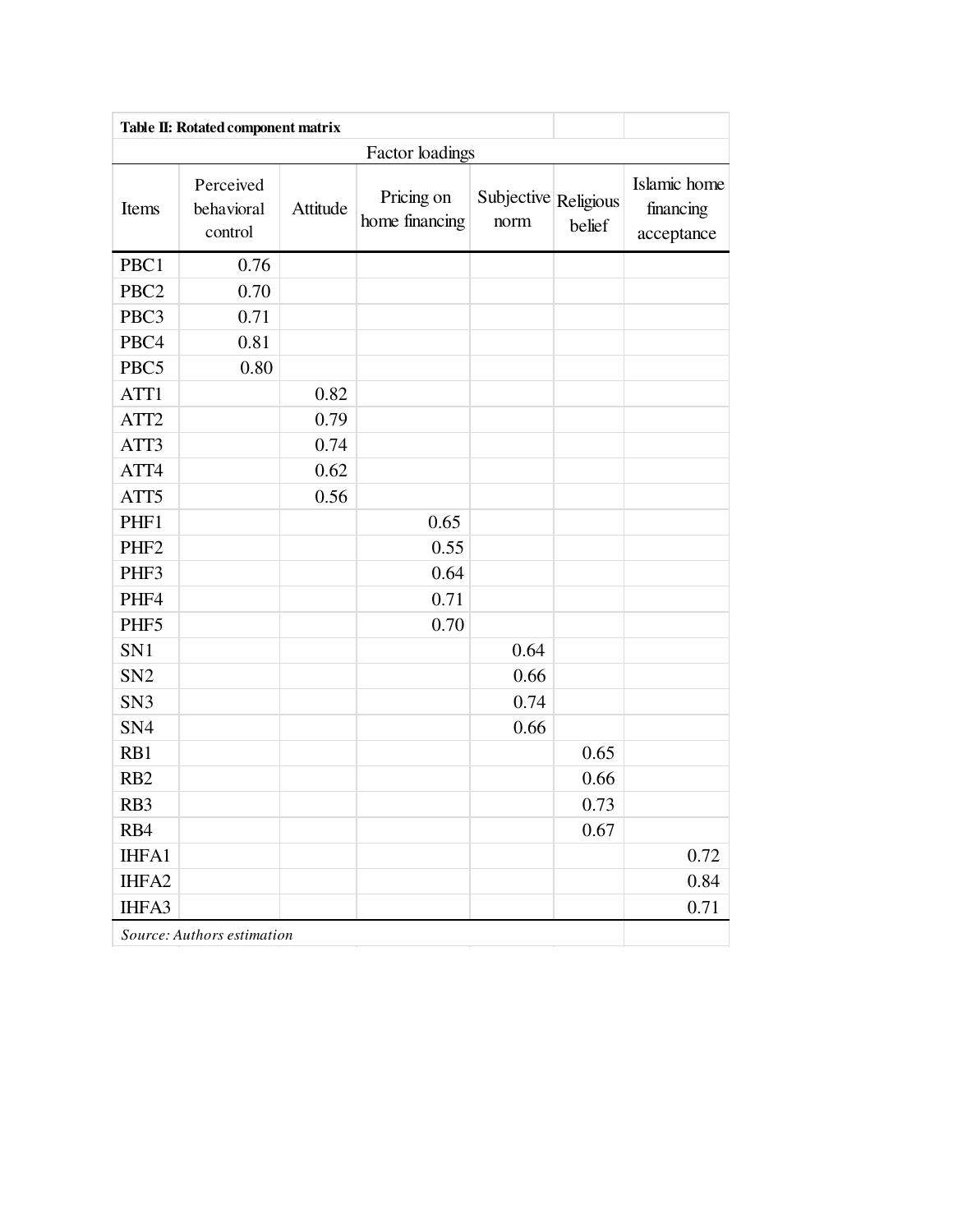**Table II: Rotated component matrix**

| | Factor loadings | | | | | |
|---|---|---|---|---|---|---|
| Items | Perceived behavioral control | Attitude | Pricing on home financing | Subjective norm | Religious belief | Islamic home financing acceptance |
| PBC1 | 0.76 | | | | | |
| PBC2 | 0.70 | | | | | |
| PBC3 | 0.71 | | | | | |
| PBC4 | 0.81 | | | | | |
| PBC5 | 0.80 | | | | | |
| ATT1 | | 0.82 | | | | |
| ATT2 | | 0.79 | | | | |
| ATT3 | | 0.74 | | | | |
| ATT4 | | 0.62 | | | | |
| ATT5 | | 0.56 | | | | |
| PHF1 | | | 0.65 | | | |
| PHF2 | | | 0.55 | | | |
| PHF3 | | | 0.64 | | | |
| PHF4 | | | 0.71 | | | |
| PHF5 | | | 0.70 | | | |
| SN1 | | | | 0.64 | | |
| SN2 | | | | 0.66 | | |
| SN3 | | | | 0.74 | | |
| SN4 | | | | 0.66 | | |
| RB1 | | | | | 0.65 | |
| RB2 | | | | | 0.66 | |
| RB3 | | | | | 0.73 | |
| RB4 | | | | | 0.67 | |
| IHFA1 | | | | | | 0.72 |
| IHFA2 | | | | | | 0.84 |
| IHFA3 | | | | | | 0.71 |

*Source: Authors estimation*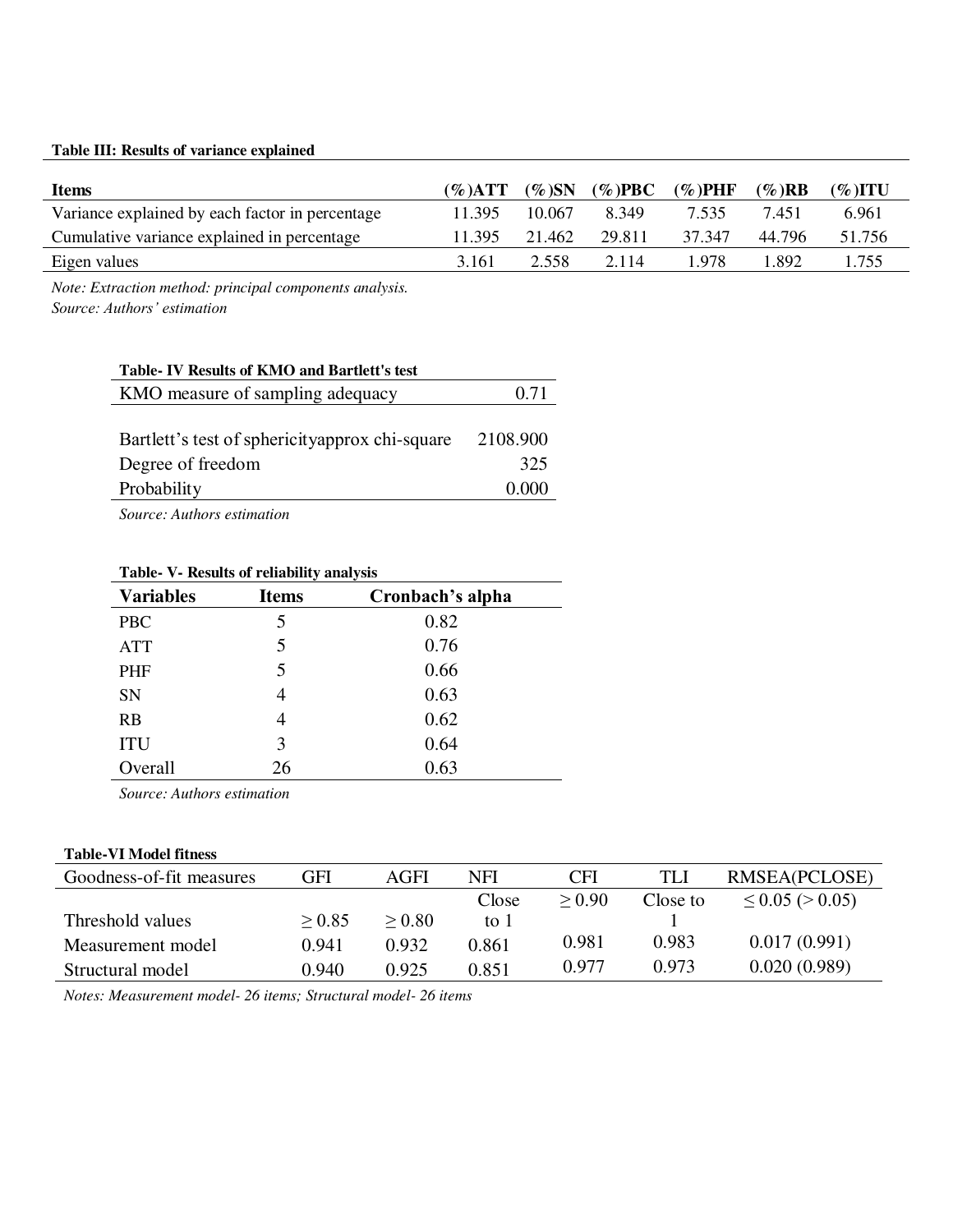**Table III: Results of variance explained**

| Items | (%)ATT | (%)SN | (%)PBC | (%)PHF | (%)RB | (%)ITU |
|---|---|---|---|---|---|---|
| Variance explained by each factor in percentage | 11.395 | 10.067 | 8.349 | 7.535 | 7.451 | 6.961 |
| Cumulative variance explained in percentage | 11.395 | 21.462 | 29.811 | 37.347 | 44.796 | 51.756 |
| Eigen values | 3.161 | 2.558 | 2.114 | 1.978 | 1.892 | 1.755 |

*Note: Extraction method: principal components analysis.*
*Source: Authors' estimation*

**Table- IV Results of KMO and Bartlett's test**

| | |
|---|---|
| KMO measure of sampling adequacy | 0.71 |
| Bartlett's test of sphericityapprox chi-square | 2108.900 |
| Degree of freedom | 325 |
| Probability | 0.000 |

*Source: Authors estimation*

**Table- V- Results of reliability analysis**

| Variables | Items | Cronbach's alpha |
|---|---|---|
| PBC | 5 | 0.82 |
| ATT | 5 | 0.76 |
| PHF | 5 | 0.66 |
| SN | 4 | 0.63 |
| RB | 4 | 0.62 |
| ITU | 3 | 0.64 |
| Overall | 26 | 0.63 |

*Source: Authors estimation*

**Table-VI Model fitness**

| Goodness-of-fit measures | GFI | AGFI | NFI | CFI | TLI | RMSEA(PCLOSE) |
|---|---|---|---|---|---|---|
| Threshold values | ≥ 0.85 | ≥ 0.80 | Close to 1 | ≥ 0.90 | Close to 1 | ≤ 0.05 (> 0.05) |
| Measurement model | 0.941 | 0.932 | 0.861 | 0.981 | 0.983 | 0.017 (0.991) |
| Structural model | 0.940 | 0.925 | 0.851 | 0.977 | 0.973 | 0.020 (0.989) |

*Notes: Measurement model- 26 items; Structural model- 26 items*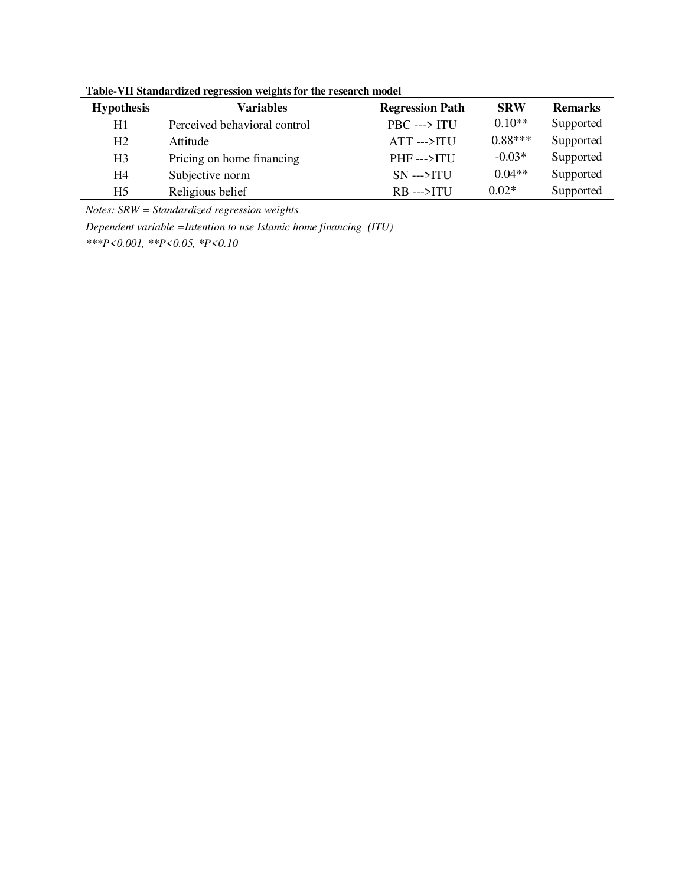**Table-VII Standardized regression weights for the research model**

| Hypothesis | Variables | Regression Path | SRW | Remarks |
|---|---|---|---|---|
| H1 | Perceived behavioral control | PBC ---> ITU | 0.10** | Supported |
| H2 | Attitude | ATT --->ITU | 0.88*** | Supported |
| H3 | Pricing on home financing | PHF --->ITU | -0.03* | Supported |
| H4 | Subjective norm | SN --->ITU | 0.04** | Supported |
| H5 | Religious belief | RB --->ITU | 0.02* | Supported |

*Notes: SRW = Standardized regression weights*

*Dependent variable =Intention to use Islamic home financing (ITU)*

****P<0.001, **P<0.05, *P<0.10*